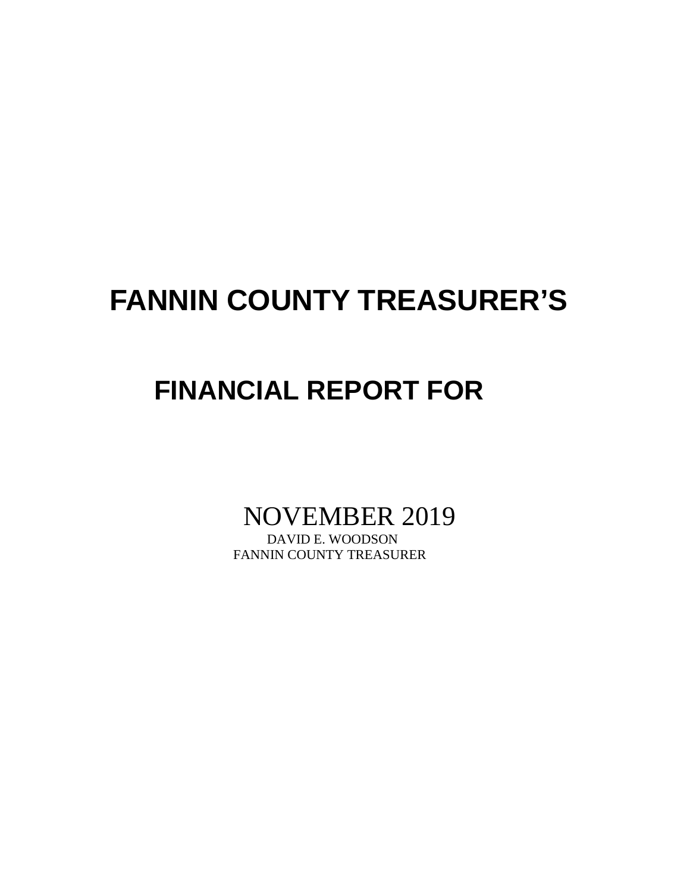# FANNIN COUNTY TREASURER'S

## FINANCIAL REPORT FOR

NOVEMBER 2019

DAVID E. WOODSON

FANNIN COUNTY TREASURER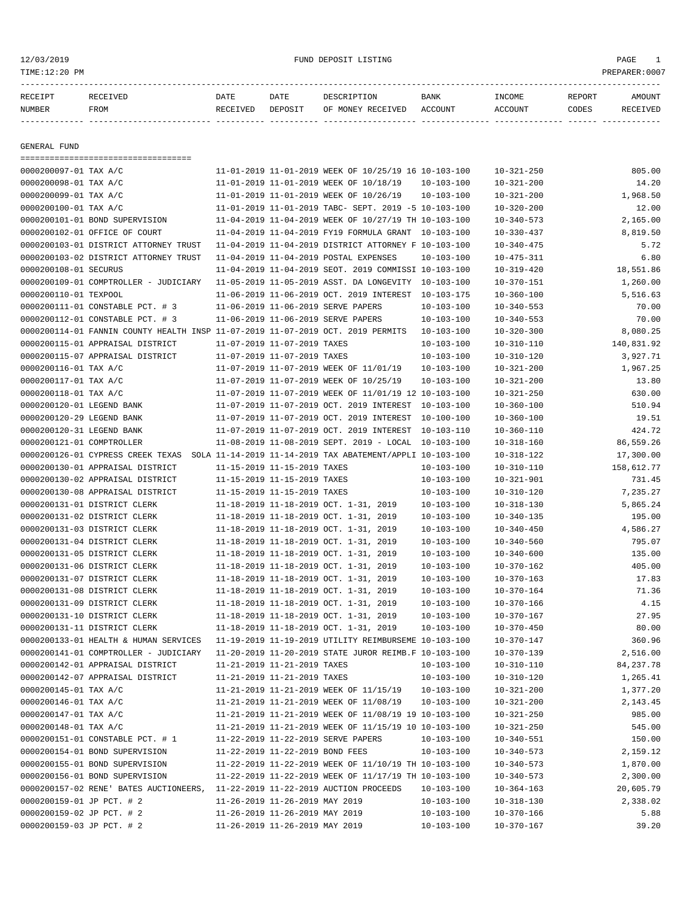12/03/2019 FUND DEPOSIT LISTING
TIME:12:20 PM PREPARER:0007

| RECEIPT NUMBER | RECEIVED FROM | DATE RECEIVED | DATE DEPOSIT | DESCRIPTION OF MONEY RECEIVED | BANK ACCOUNT | INCOME ACCOUNT | REPORT CODES | AMOUNT RECEIVED |
|---|---|---|---|---|---|---|---|---|
| **GENERAL FUND** | | | | | | | | |
| 0000200097-01 | TAX A/C | 11-01-2019 | 11-01-2019 | WEEK OF 10/25/19 16 | 10-103-100 | 10-321-250 | | 805.00 |
| 0000200098-01 | TAX A/C | 11-01-2019 | 11-01-2019 | WEEK OF 10/18/19 | 10-103-100 | 10-321-200 | | 14.20 |
| 0000200099-01 | TAX A/C | 11-01-2019 | 11-01-2019 | WEEK OF 10/26/19 | 10-103-100 | 10-321-200 | | 1,968.50 |
| 0000200100-01 | TAX A/C | 11-01-2019 | 11-01-2019 | TABC- SEPT. 2019 -5 | 10-103-100 | 10-320-200 | | 12.00 |
| 0000200101-01 | BOND SUPERVISION | 11-04-2019 | 11-04-2019 | WEEK OF 10/27/19 TH | 10-103-100 | 10-340-573 | | 2,165.00 |
| 0000200102-01 | OFFICE OF COURT | 11-04-2019 | 11-04-2019 | FY19 FORMULA GRANT | 10-103-100 | 10-330-437 | | 8,819.50 |
| 0000200103-01 | DISTRICT ATTORNEY TRUST | 11-04-2019 | 11-04-2019 | DISTRICT ATTORNEY F | 10-103-100 | 10-340-475 | | 5.72 |
| 0000200103-02 | DISTRICT ATTORNEY TRUST | 11-04-2019 | 11-04-2019 | POSTAL EXPENSES | 10-103-100 | 10-475-311 | | 6.80 |
| 0000200108-01 | SECURUS | 11-04-2019 | 11-04-2019 | SEOT. 2019 COMMISSI | 10-103-100 | 10-319-420 | | 18,551.86 |
| 0000200109-01 | COMPTROLLER - JUDICIARY | 11-05-2019 | 11-05-2019 | ASST. DA LONGEVITY | 10-103-100 | 10-370-151 | | 1,260.00 |
| 0000200110-01 | TEXPOOL | 11-06-2019 | 11-06-2019 | OCT. 2019 INTEREST | 10-103-175 | 10-360-100 | | 5,516.63 |
| 0000200111-01 | CONSTABLE PCT. # 3 | 11-06-2019 | 11-06-2019 | SERVE PAPERS | 10-103-100 | 10-340-553 | | 70.00 |
| 0000200112-01 | CONSTABLE PCT. # 3 | 11-06-2019 | 11-06-2019 | SERVE PAPERS | 10-103-100 | 10-340-553 | | 70.00 |
| 0000200114-01 | FANNIN COUNTY HEALTH INSP | 11-07-2019 | 11-07-2019 | OCT. 2019 PERMITS | 10-103-100 | 10-320-300 | | 8,080.25 |
| 0000200115-01 | APPRAISAL DISTRICT | 11-07-2019 | 11-07-2019 | TAXES | 10-103-100 | 10-310-110 | | 140,831.92 |
| 0000200115-07 | APPRAISAL DISTRICT | 11-07-2019 | 11-07-2019 | TAXES | 10-103-100 | 10-310-120 | | 3,927.71 |
| 0000200116-01 | TAX A/C | 11-07-2019 | 11-07-2019 | WEEK OF 11/01/19 | 10-103-100 | 10-321-200 | | 1,967.25 |
| 0000200117-01 | TAX A/C | 11-07-2019 | 11-07-2019 | WEEK OF 10/25/19 | 10-103-100 | 10-321-200 | | 13.80 |
| 0000200118-01 | TAX A/C | 11-07-2019 | 11-07-2019 | WEEK OF 11/01/19 12 | 10-103-100 | 10-321-250 | | 630.00 |
| 0000200120-01 | LEGEND BANK | 11-07-2019 | 11-07-2019 | OCT. 2019 INTEREST | 10-103-100 | 10-360-100 | | 510.94 |
| 0000200120-29 | LEGEND BANK | 11-07-2019 | 11-07-2019 | OCT. 2019 INTEREST | 10-100-100 | 10-360-100 | | 19.51 |
| 0000200120-31 | LEGEND BANK | 11-07-2019 | 11-07-2019 | OCT. 2019 INTEREST | 10-103-110 | 10-360-110 | | 424.72 |
| 0000200121-01 | COMPTROLLER | 11-08-2019 | 11-08-2019 | SEPT. 2019 - LOCAL | 10-103-100 | 10-318-160 | | 86,559.26 |
| 0000200126-01 | CYPRESS CREEK TEXAS SOLA | 11-14-2019 | 11-14-2019 | TAX ABATEMENT/APPLI | 10-103-100 | 10-318-122 | | 17,300.00 |
| 0000200130-01 | APPRAISAL DISTRICT | 11-15-2019 | 11-15-2019 | TAXES | 10-103-100 | 10-310-110 | | 158,612.77 |
| 0000200130-02 | APPRAISAL DISTRICT | 11-15-2019 | 11-15-2019 | TAXES | 10-103-100 | 10-321-901 | | 731.45 |
| 0000200130-08 | APPRAISAL DISTRICT | 11-15-2019 | 11-15-2019 | TAXES | 10-103-100 | 10-310-120 | | 7,235.27 |
| 0000200131-01 | DISTRICT CLERK | 11-18-2019 | 11-18-2019 | OCT. 1-31, 2019 | 10-103-100 | 10-318-130 | | 5,865.24 |
| 0000200131-02 | DISTRICT CLERK | 11-18-2019 | 11-18-2019 | OCT. 1-31, 2019 | 10-103-100 | 10-340-135 | | 195.00 |
| 0000200131-03 | DISTRICT CLERK | 11-18-2019 | 11-18-2019 | OCT. 1-31, 2019 | 10-103-100 | 10-340-450 | | 4,586.27 |
| 0000200131-04 | DISTRICT CLERK | 11-18-2019 | 11-18-2019 | OCT. 1-31, 2019 | 10-103-100 | 10-340-560 | | 795.07 |
| 0000200131-05 | DISTRICT CLERK | 11-18-2019 | 11-18-2019 | OCT. 1-31, 2019 | 10-103-100 | 10-340-600 | | 135.00 |
| 0000200131-06 | DISTRICT CLERK | 11-18-2019 | 11-18-2019 | OCT. 1-31, 2019 | 10-103-100 | 10-370-162 | | 405.00 |
| 0000200131-07 | DISTRICT CLERK | 11-18-2019 | 11-18-2019 | OCT. 1-31, 2019 | 10-103-100 | 10-370-163 | | 17.83 |
| 0000200131-08 | DISTRICT CLERK | 11-18-2019 | 11-18-2019 | OCT. 1-31, 2019 | 10-103-100 | 10-370-164 | | 71.36 |
| 0000200131-09 | DISTRICT CLERK | 11-18-2019 | 11-18-2019 | OCT. 1-31, 2019 | 10-103-100 | 10-370-166 | | 4.15 |
| 0000200131-10 | DISTRICT CLERK | 11-18-2019 | 11-18-2019 | OCT. 1-31, 2019 | 10-103-100 | 10-370-167 | | 27.95 |
| 0000200131-11 | DISTRICT CLERK | 11-18-2019 | 11-18-2019 | OCT. 1-31, 2019 | 10-103-100 | 10-370-450 | | 80.00 |
| 0000200133-01 | HEALTH & HUMAN SERVICES | 11-19-2019 | 11-19-2019 | UTILITY REIMBURSEME | 10-103-100 | 10-370-147 | | 360.96 |
| 0000200141-01 | COMPTROLLER - JUDICIARY | 11-20-2019 | 11-20-2019 | STATE JUROR REIMB.F | 10-103-100 | 10-370-139 | | 2,516.00 |
| 0000200142-01 | APPRAISAL DISTRICT | 11-21-2019 | 11-21-2019 | TAXES | 10-103-100 | 10-310-110 | | 84,237.78 |
| 0000200142-07 | APPRAISAL DISTRICT | 11-21-2019 | 11-21-2019 | TAXES | 10-103-100 | 10-310-120 | | 1,265.41 |
| 0000200145-01 | TAX A/C | 11-21-2019 | 11-21-2019 | WEEK OF 11/15/19 | 10-103-100 | 10-321-200 | | 1,377.20 |
| 0000200146-01 | TAX A/C | 11-21-2019 | 11-21-2019 | WEEK OF 11/08/19 | 10-103-100 | 10-321-200 | | 2,143.45 |
| 0000200147-01 | TAX A/C | 11-21-2019 | 11-21-2019 | WEEK OF 11/08/19 19 | 10-103-100 | 10-321-250 | | 985.00 |
| 0000200148-01 | TAX A/C | 11-21-2019 | 11-21-2019 | WEEK OF 11/15/19 10 | 10-103-100 | 10-321-250 | | 545.00 |
| 0000200151-01 | CONSTABLE PCT. # 1 | 11-22-2019 | 11-22-2019 | SERVE PAPERS | 10-103-100 | 10-340-551 | | 150.00 |
| 0000200154-01 | BOND SUPERVISION | 11-22-2019 | 11-22-2019 | BOND FEES | 10-103-100 | 10-340-573 | | 2,159.12 |
| 0000200155-01 | BOND SUPERVISION | 11-22-2019 | 11-22-2019 | WEEK OF 11/10/19 TH | 10-103-100 | 10-340-573 | | 1,870.00 |
| 0000200156-01 | BOND SUPERVISION | 11-22-2019 | 11-22-2019 | WEEK OF 11/17/19 TH | 10-103-100 | 10-340-573 | | 2,300.00 |
| 0000200157-02 | RENE' BATES AUCTIONEERS, | 11-22-2019 | 11-22-2019 | AUCTION PROCEEDS | 10-103-100 | 10-364-163 | | 20,605.79 |
| 0000200159-01 | JP PCT. # 2 | 11-26-2019 | 11-26-2019 | MAY 2019 | 10-103-100 | 10-318-130 | | 2,338.02 |
| 0000200159-02 | JP PCT. # 2 | 11-26-2019 | 11-26-2019 | MAY 2019 | 10-103-100 | 10-370-166 | | 5.88 |
| 0000200159-03 | JP PCT. # 2 | 11-26-2019 | 11-26-2019 | MAY 2019 | 10-103-100 | 10-370-167 | | 39.20 |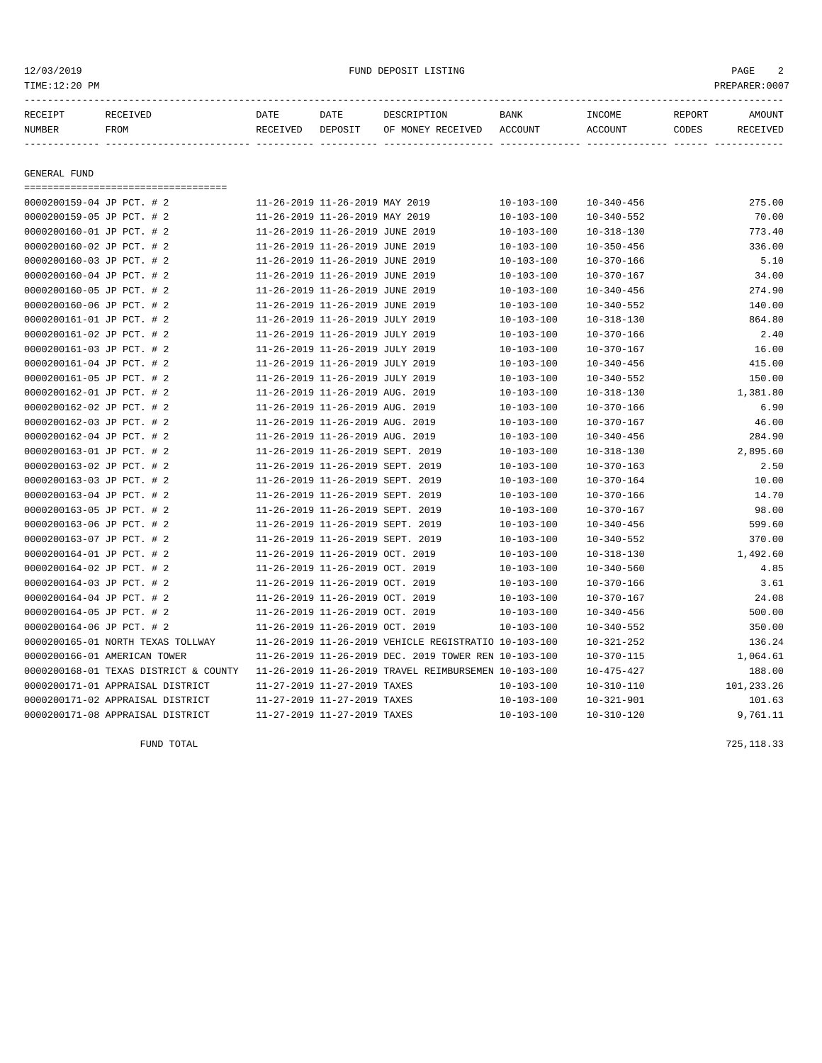12/03/2019 FUND DEPOSIT LISTING
TIME:12:20 PM PREPARER:0007

| RECEIPT NUMBER | RECEIVED FROM | DATE RECEIVED | DATE DEPOSIT | DESCRIPTION OF MONEY RECEIVED | BANK ACCOUNT | INCOME ACCOUNT | REPORT CODES | AMOUNT RECEIVED |
|---|---|---|---|---|---|---|---|---|

## GENERAL FUND

| RECEIPT NUMBER | RECEIVED FROM | DATE RECEIVED | DATE DEPOSIT | DESCRIPTION OF MONEY RECEIVED | BANK ACCOUNT | INCOME ACCOUNT | REPORT CODES | AMOUNT RECEIVED |
|---|---|---|---|---|---|---|---|---|
| 0000200159-04 | JP PCT. # 2 | 11-26-2019 | 11-26-2019 | MAY 2019 | 10-103-100 | 10-340-456 | | 275.00 |
| 0000200159-05 | JP PCT. # 2 | 11-26-2019 | 11-26-2019 | MAY 2019 | 10-103-100 | 10-340-552 | | 70.00 |
| 0000200160-01 | JP PCT. # 2 | 11-26-2019 | 11-26-2019 | JUNE 2019 | 10-103-100 | 10-318-130 | | 773.40 |
| 0000200160-02 | JP PCT. # 2 | 11-26-2019 | 11-26-2019 | JUNE 2019 | 10-103-100 | 10-350-456 | | 336.00 |
| 0000200160-03 | JP PCT. # 2 | 11-26-2019 | 11-26-2019 | JUNE 2019 | 10-103-100 | 10-370-166 | | 5.10 |
| 0000200160-04 | JP PCT. # 2 | 11-26-2019 | 11-26-2019 | JUNE 2019 | 10-103-100 | 10-370-167 | | 34.00 |
| 0000200160-05 | JP PCT. # 2 | 11-26-2019 | 11-26-2019 | JUNE 2019 | 10-103-100 | 10-340-456 | | 274.90 |
| 0000200160-06 | JP PCT. # 2 | 11-26-2019 | 11-26-2019 | JUNE 2019 | 10-103-100 | 10-340-552 | | 140.00 |
| 0000200161-01 | JP PCT. # 2 | 11-26-2019 | 11-26-2019 | JULY 2019 | 10-103-100 | 10-318-130 | | 864.80 |
| 0000200161-02 | JP PCT. # 2 | 11-26-2019 | 11-26-2019 | JULY 2019 | 10-103-100 | 10-370-166 | | 2.40 |
| 0000200161-03 | JP PCT. # 2 | 11-26-2019 | 11-26-2019 | JULY 2019 | 10-103-100 | 10-370-167 | | 16.00 |
| 0000200161-04 | JP PCT. # 2 | 11-26-2019 | 11-26-2019 | JULY 2019 | 10-103-100 | 10-340-456 | | 415.00 |
| 0000200161-05 | JP PCT. # 2 | 11-26-2019 | 11-26-2019 | JULY 2019 | 10-103-100 | 10-340-552 | | 150.00 |
| 0000200162-01 | JP PCT. # 2 | 11-26-2019 | 11-26-2019 | AUG. 2019 | 10-103-100 | 10-318-130 | | 1,381.80 |
| 0000200162-02 | JP PCT. # 2 | 11-26-2019 | 11-26-2019 | AUG. 2019 | 10-103-100 | 10-370-166 | | 6.90 |
| 0000200162-03 | JP PCT. # 2 | 11-26-2019 | 11-26-2019 | AUG. 2019 | 10-103-100 | 10-370-167 | | 46.00 |
| 0000200162-04 | JP PCT. # 2 | 11-26-2019 | 11-26-2019 | AUG. 2019 | 10-103-100 | 10-340-456 | | 284.90 |
| 0000200163-01 | JP PCT. # 2 | 11-26-2019 | 11-26-2019 | SEPT. 2019 | 10-103-100 | 10-318-130 | | 2,895.60 |
| 0000200163-02 | JP PCT. # 2 | 11-26-2019 | 11-26-2019 | SEPT. 2019 | 10-103-100 | 10-370-163 | | 2.50 |
| 0000200163-03 | JP PCT. # 2 | 11-26-2019 | 11-26-2019 | SEPT. 2019 | 10-103-100 | 10-370-164 | | 10.00 |
| 0000200163-04 | JP PCT. # 2 | 11-26-2019 | 11-26-2019 | SEPT. 2019 | 10-103-100 | 10-370-166 | | 14.70 |
| 0000200163-05 | JP PCT. # 2 | 11-26-2019 | 11-26-2019 | SEPT. 2019 | 10-103-100 | 10-370-167 | | 98.00 |
| 0000200163-06 | JP PCT. # 2 | 11-26-2019 | 11-26-2019 | SEPT. 2019 | 10-103-100 | 10-340-456 | | 599.60 |
| 0000200163-07 | JP PCT. # 2 | 11-26-2019 | 11-26-2019 | SEPT. 2019 | 10-103-100 | 10-340-552 | | 370.00 |
| 0000200164-01 | JP PCT. # 2 | 11-26-2019 | 11-26-2019 | OCT. 2019 | 10-103-100 | 10-318-130 | | 1,492.60 |
| 0000200164-02 | JP PCT. # 2 | 11-26-2019 | 11-26-2019 | OCT. 2019 | 10-103-100 | 10-340-560 | | 4.85 |
| 0000200164-03 | JP PCT. # 2 | 11-26-2019 | 11-26-2019 | OCT. 2019 | 10-103-100 | 10-370-166 | | 3.61 |
| 0000200164-04 | JP PCT. # 2 | 11-26-2019 | 11-26-2019 | OCT. 2019 | 10-103-100 | 10-370-167 | | 24.08 |
| 0000200164-05 | JP PCT. # 2 | 11-26-2019 | 11-26-2019 | OCT. 2019 | 10-103-100 | 10-340-456 | | 500.00 |
| 0000200164-06 | JP PCT. # 2 | 11-26-2019 | 11-26-2019 | OCT. 2019 | 10-103-100 | 10-340-552 | | 350.00 |
| 0000200165-01 | NORTH TEXAS TOLLWAY | 11-26-2019 | 11-26-2019 | VEHICLE REGISTRATIO | 10-103-100 | 10-321-252 | | 136.24 |
| 0000200166-01 | AMERICAN TOWER | 11-26-2019 | 11-26-2019 | DEC. 2019 TOWER REN | 10-103-100 | 10-370-115 | | 1,064.61 |
| 0000200168-01 | TEXAS DISTRICT & COUNTY | 11-26-2019 | 11-26-2019 | TRAVEL REIMBURSEMEN | 10-103-100 | 10-475-427 | | 188.00 |
| 0000200171-01 | APPRAISAL DISTRICT | 11-27-2019 | 11-27-2019 | TAXES | 10-103-100 | 10-310-110 | | 101,233.26 |
| 0000200171-02 | APPRAISAL DISTRICT | 11-27-2019 | 11-27-2019 | TAXES | 10-103-100 | 10-321-901 | | 101.63 |
| 0000200171-08 | APPRAISAL DISTRICT | 11-27-2019 | 11-27-2019 | TAXES | 10-103-100 | 10-310-120 | | 9,761.11 |
| | FUND TOTAL | | | | | | | 725,118.33 |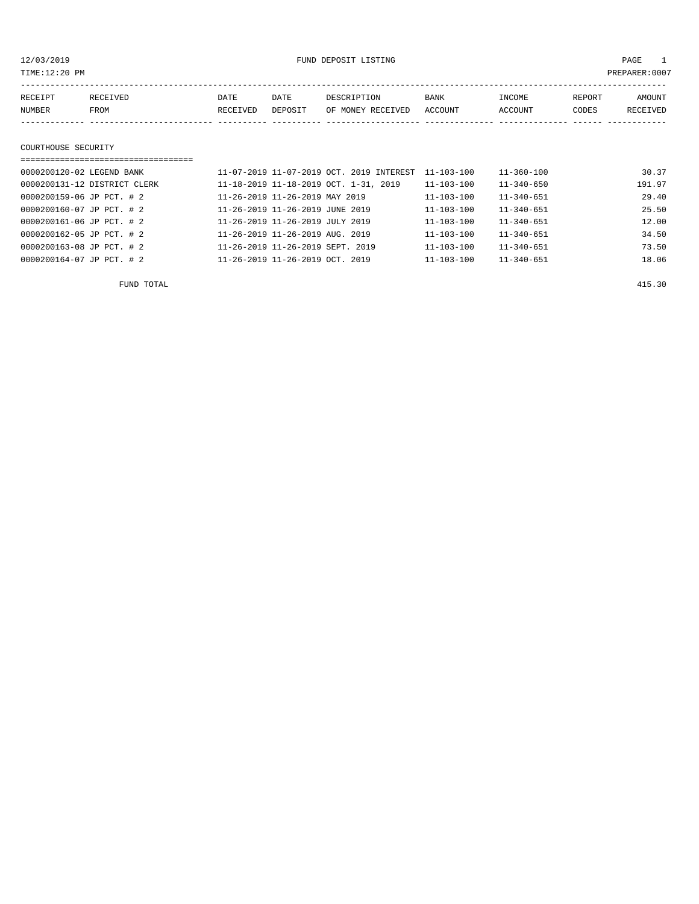12/03/2019 FUND DEPOSIT LISTING

TIME:12:20 PM PREPARER:0007

| RECEIPT NUMBER | RECEIVED FROM | DATE RECEIVED | DATE DEPOSIT | DESCRIPTION OF MONEY RECEIVED | BANK ACCOUNT | INCOME ACCOUNT | REPORT CODES | AMOUNT RECEIVED |
|---|---|---|---|---|---|---|---|---|

## COURTHOUSE SECURITY

| RECEIPT NUMBER | RECEIVED FROM | DATE RECEIVED | DATE DEPOSIT | DESCRIPTION OF MONEY RECEIVED | BANK ACCOUNT | INCOME ACCOUNT | REPORT CODES | AMOUNT RECEIVED |
|---|---|---|---|---|---|---|---|---|
| 0000200120-02 | LEGEND BANK | 11-07-2019 | 11-07-2019 | OCT. 2019 INTEREST | 11-103-100 | 11-360-100 | | 30.37 |
| 0000200131-12 | DISTRICT CLERK | 11-18-2019 | 11-18-2019 | OCT. 1-31, 2019 | 11-103-100 | 11-340-650 | | 191.97 |
| 0000200159-06 | JP PCT. # 2 | 11-26-2019 | 11-26-2019 | MAY 2019 | 11-103-100 | 11-340-651 | | 29.40 |
| 0000200160-07 | JP PCT. # 2 | 11-26-2019 | 11-26-2019 | JUNE 2019 | 11-103-100 | 11-340-651 | | 25.50 |
| 0000200161-06 | JP PCT. # 2 | 11-26-2019 | 11-26-2019 | JULY 2019 | 11-103-100 | 11-340-651 | | 12.00 |
| 0000200162-05 | JP PCT. # 2 | 11-26-2019 | 11-26-2019 | AUG. 2019 | 11-103-100 | 11-340-651 | | 34.50 |
| 0000200163-08 | JP PCT. # 2 | 11-26-2019 | 11-26-2019 | SEPT. 2019 | 11-103-100 | 11-340-651 | | 73.50 |
| 0000200164-07 | JP PCT. # 2 | 11-26-2019 | 11-26-2019 | OCT. 2019 | 11-103-100 | 11-340-651 | | 18.06 |
| | FUND TOTAL | | | | | | | 415.30 |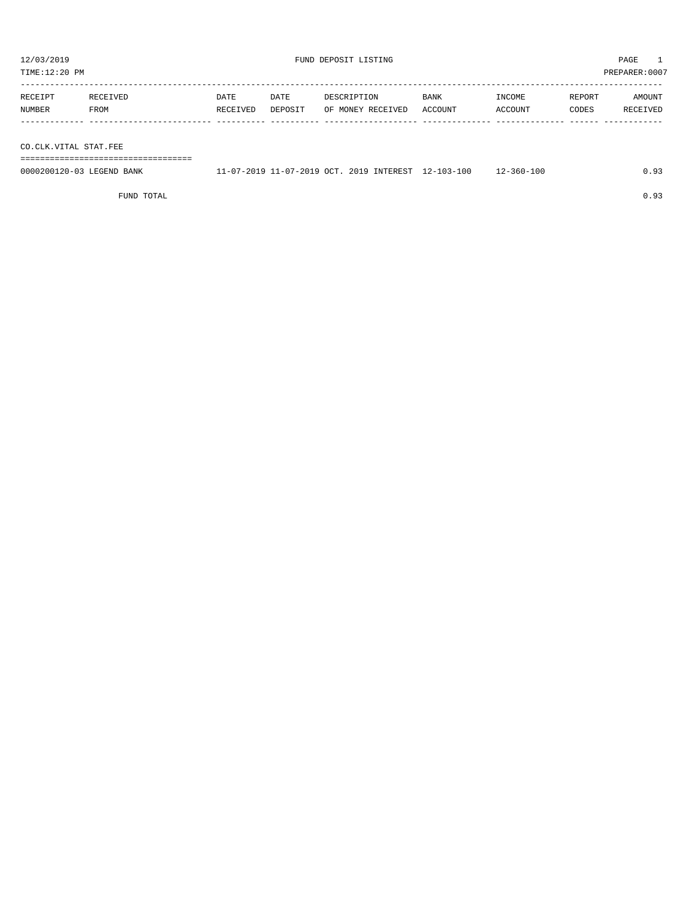FUND DEPOSIT LISTING

| RECEIPT NUMBER | RECEIVED FROM | DATE RECEIVED | DATE DEPOSIT | DESCRIPTION OF MONEY RECEIVED | BANK ACCOUNT | INCOME ACCOUNT | REPORT CODES | AMOUNT RECEIVED |
|---|---|---|---|---|---|---|---|---|
| **CO.CLK.VITAL STAT.FEE** | | | | | | | | |
| 0000200120-03 | LEGEND BANK | 11-07-2019 | 11-07-2019 | OCT. 2019 INTEREST | 12-103-100 | 12-360-100 | | 0.93 |
| | FUND TOTAL | | | | | | | 0.93 |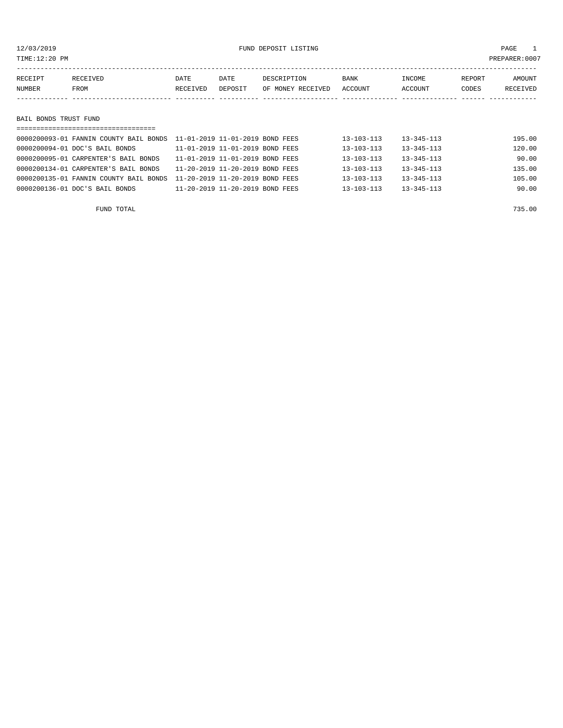12/03/2019 FUND DEPOSIT LISTING

TIME:12:20 PM PREPARER:0007

| RECEIPT NUMBER | RECEIVED FROM | DATE RECEIVED | DATE DEPOSIT | DESCRIPTION OF MONEY RECEIVED | BANK ACCOUNT | INCOME ACCOUNT | REPORT CODES | AMOUNT RECEIVED |
|---|---|---|---|---|---|---|---|---|

## BAIL BONDS TRUST FUND

| RECEIPT NUMBER | RECEIVED FROM | DATE RECEIVED | DATE DEPOSIT | DESCRIPTION OF MONEY RECEIVED | BANK ACCOUNT | INCOME ACCOUNT | REPORT CODES | AMOUNT RECEIVED |
|---|---|---|---|---|---|---|---|---|
| 0000200093-01 | FANNIN COUNTY BAIL BONDS | 11-01-2019 | 11-01-2019 | BOND FEES | 13-103-113 | 13-345-113 | | 195.00 |
| 0000200094-01 | DOC'S BAIL BONDS | 11-01-2019 | 11-01-2019 | BOND FEES | 13-103-113 | 13-345-113 | | 120.00 |
| 0000200095-01 | CARPENTER'S BAIL BONDS | 11-01-2019 | 11-01-2019 | BOND FEES | 13-103-113 | 13-345-113 | | 90.00 |
| 0000200134-01 | CARPENTER'S BAIL BONDS | 11-20-2019 | 11-20-2019 | BOND FEES | 13-103-113 | 13-345-113 | | 135.00 |
| 0000200135-01 | FANNIN COUNTY BAIL BONDS | 11-20-2019 | 11-20-2019 | BOND FEES | 13-103-113 | 13-345-113 | | 105.00 |
| 0000200136-01 | DOC'S BAIL BONDS | 11-20-2019 | 11-20-2019 | BOND FEES | 13-103-113 | 13-345-113 | | 90.00 |

FUND TOTAL 735.00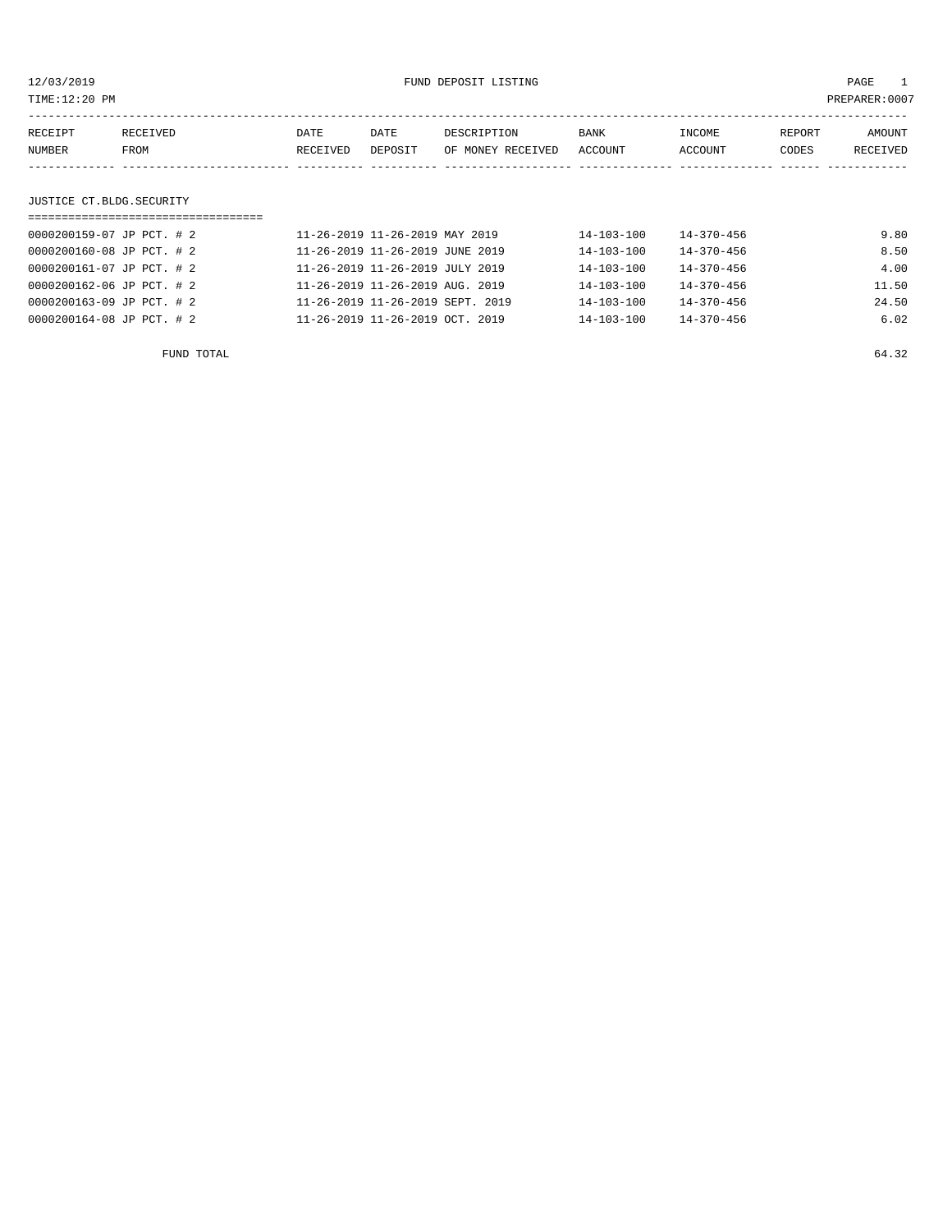12/03/2019 FUND DEPOSIT LISTING

TIME:12:20 PM PREPARER:0007

| RECEIPT NUMBER | RECEIVED FROM | DATE RECEIVED | DATE DEPOSIT | DESCRIPTION OF MONEY RECEIVED | BANK ACCOUNT | INCOME ACCOUNT | REPORT CODES | AMOUNT RECEIVED |
|---|---|---|---|---|---|---|---|---|

## JUSTICE CT.BLDG.SECURITY

| RECEIPT NUMBER | RECEIVED FROM | DATE RECEIVED | DATE DEPOSIT | DESCRIPTION OF MONEY RECEIVED | BANK ACCOUNT | INCOME ACCOUNT | REPORT CODES | AMOUNT RECEIVED |
|---|---|---|---|---|---|---|---|---|
| 0000200159-07 | JP PCT. # 2 | 11-26-2019 | 11-26-2019 | MAY 2019 | 14-103-100 | 14-370-456 | | 9.80 |
| 0000200160-08 | JP PCT. # 2 | 11-26-2019 | 11-26-2019 | JUNE 2019 | 14-103-100 | 14-370-456 | | 8.50 |
| 0000200161-07 | JP PCT. # 2 | 11-26-2019 | 11-26-2019 | JULY 2019 | 14-103-100 | 14-370-456 | | 4.00 |
| 0000200162-06 | JP PCT. # 2 | 11-26-2019 | 11-26-2019 | AUG. 2019 | 14-103-100 | 14-370-456 | | 11.50 |
| 0000200163-09 | JP PCT. # 2 | 11-26-2019 | 11-26-2019 | SEPT. 2019 | 14-103-100 | 14-370-456 | | 24.50 |
| 0000200164-08 | JP PCT. # 2 | 11-26-2019 | 11-26-2019 | OCT. 2019 | 14-103-100 | 14-370-456 | | 6.02 |

FUND TOTAL 64.32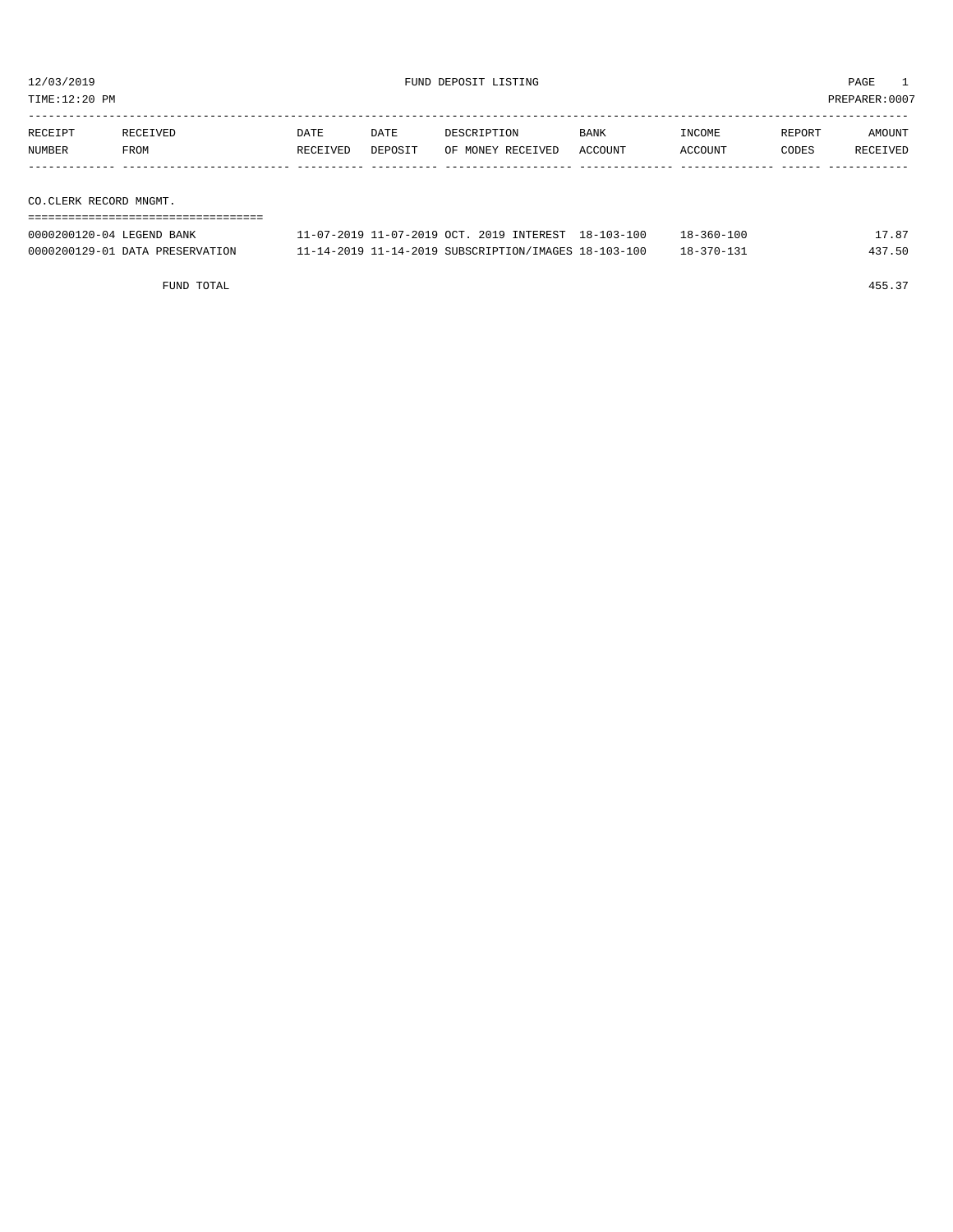12/03/2019 FUND DEPOSIT LISTING PAGE 1

TIME:12:20 PM PREPARER:0007

| RECEIPT NUMBER | RECEIVED FROM | DATE RECEIVED | DATE DEPOSIT | DESCRIPTION OF MONEY RECEIVED | BANK ACCOUNT | INCOME ACCOUNT | REPORT CODES | AMOUNT RECEIVED |
|---|---|---|---|---|---|---|---|---|

CO.CLERK RECORD MNGMT.

| RECEIPT NUMBER | RECEIVED FROM | DATE RECEIVED | DATE DEPOSIT | DESCRIPTION OF MONEY RECEIVED | BANK ACCOUNT | INCOME ACCOUNT | REPORT CODES | AMOUNT RECEIVED |
|---|---|---|---|---|---|---|---|---|
| 0000200120-04 | LEGEND BANK | 11-07-2019 | 11-07-2019 | OCT. 2019 INTEREST | 18-103-100 | 18-360-100 | | 17.87 |
| 0000200129-01 | DATA PRESERVATION | 11-14-2019 | 11-14-2019 | SUBSCRIPTION/IMAGES | 18-103-100 | 18-370-131 | | 437.50 |
| | FUND TOTAL | | | | | | | 455.37 |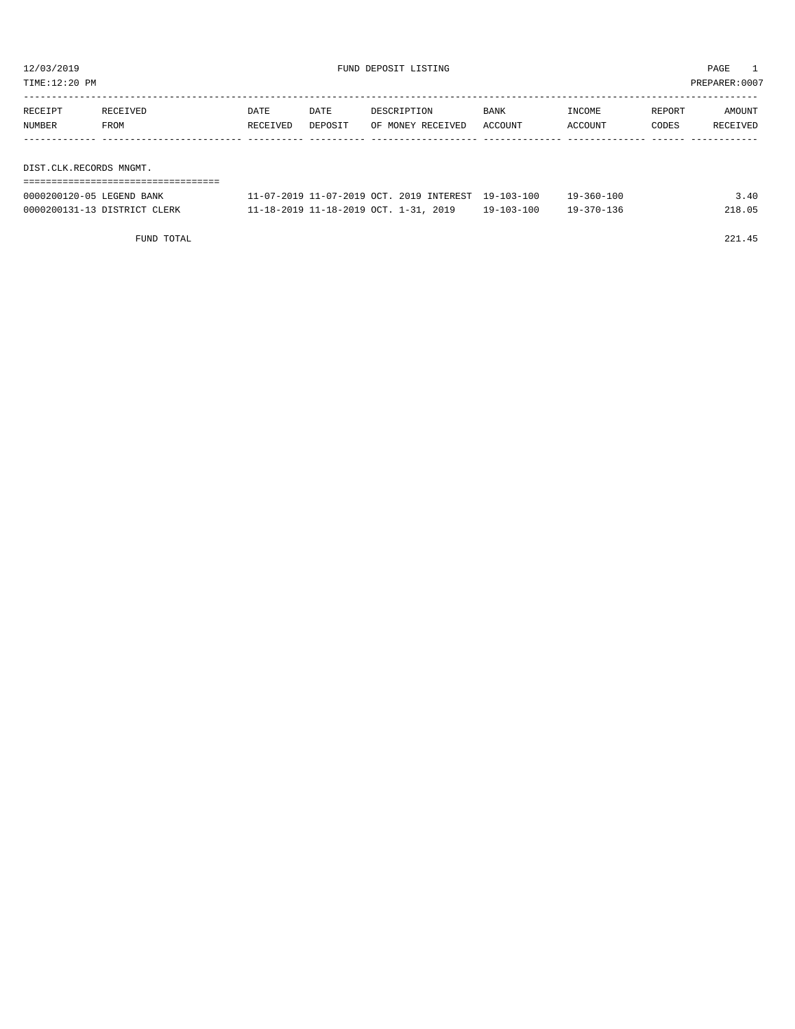12/03/2019 FUND DEPOSIT LISTING PAGE 1

TIME:12:20 PM PREPARER:0007

| RECEIPT NUMBER | RECEIVED FROM | DATE RECEIVED | DATE DEPOSIT | DESCRIPTION OF MONEY RECEIVED | BANK ACCOUNT | INCOME ACCOUNT | REPORT CODES | AMOUNT RECEIVED |
|---|---|---|---|---|---|---|---|---|
| **DIST.CLK.RECORDS MNGMT.** | | | | | | | | |
| 0000200120-05 | LEGEND BANK | 11-07-2019 | 11-07-2019 | OCT. 2019 INTEREST | 19-103-100 | 19-360-100 | | 3.40 |
| 0000200131-13 | DISTRICT CLERK | 11-18-2019 | 11-18-2019 | OCT. 1-31, 2019 | 19-103-100 | 19-370-136 | | 218.05 |
| | FUND TOTAL | | | | | | | 221.45 |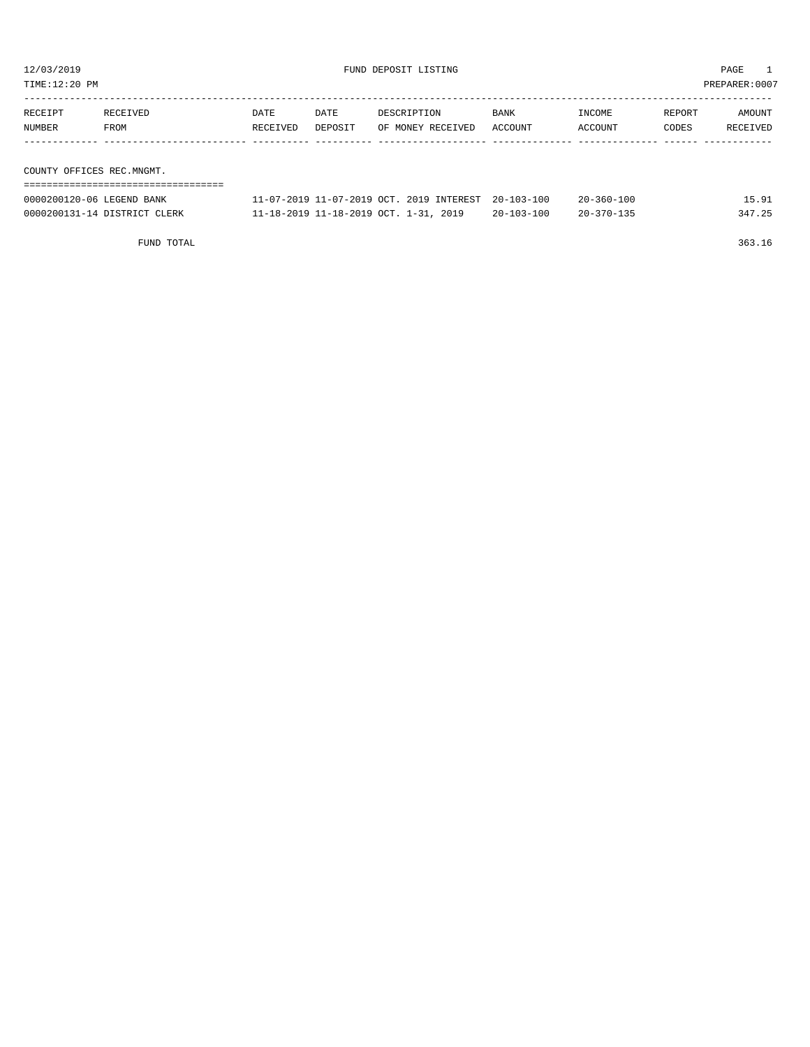12/03/2019 FUND DEPOSIT LISTING

TIME:12:20 PM PREPARER:0007

| RECEIPT NUMBER | RECEIVED FROM | DATE RECEIVED | DATE DEPOSIT | DESCRIPTION OF MONEY RECEIVED | BANK ACCOUNT | INCOME ACCOUNT | REPORT CODES | AMOUNT RECEIVED |
|---|---|---|---|---|---|---|---|---|
| **COUNTY OFFICES REC.MNGMT.** | | | | | | | | |
| 0000200120-06 | LEGEND BANK | 11-07-2019 | 11-07-2019 | OCT. 2019 INTEREST | 20-103-100 | 20-360-100 | | 15.91 |
| 0000200131-14 | DISTRICT CLERK | 11-18-2019 | 11-18-2019 | OCT. 1-31, 2019 | 20-103-100 | 20-370-135 | | 347.25 |
| | FUND TOTAL | | | | | | | 363.16 |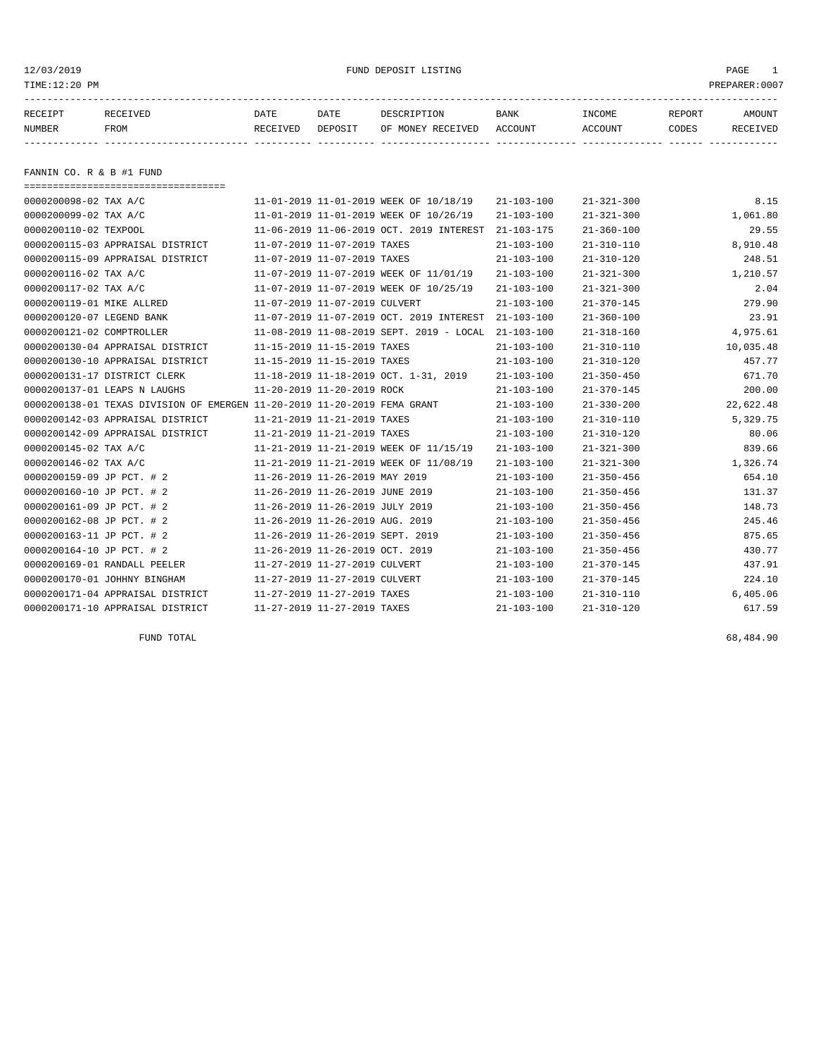FUND DEPOSIT LISTING

12/03/2019
TIME:12:20 PM
PREPARER:0007

| RECEIPT NUMBER | RECEIVED FROM | DATE RECEIVED | DATE DEPOSIT | DESCRIPTION OF MONEY RECEIVED | BANK ACCOUNT | INCOME ACCOUNT | REPORT CODES | AMOUNT RECEIVED |
|---|---|---|---|---|---|---|---|---|

## FANNIN CO. R & B #1 FUND

| RECEIPT NUMBER | RECEIVED FROM | DATE RECEIVED | DATE DEPOSIT | DESCRIPTION OF MONEY RECEIVED | BANK ACCOUNT | INCOME ACCOUNT | REPORT CODES | AMOUNT RECEIVED |
|---|---|---|---|---|---|---|---|---|
| 0000200098-02 | TAX A/C | 11-01-2019 | 11-01-2019 | WEEK OF 10/18/19 | 21-103-100 | 21-321-300 | | 8.15 |
| 0000200099-02 | TAX A/C | 11-01-2019 | 11-01-2019 | WEEK OF 10/26/19 | 21-103-100 | 21-321-300 | | 1,061.80 |
| 0000200110-02 | TEXPOOL | 11-06-2019 | 11-06-2019 | OCT. 2019 INTEREST | 21-103-175 | 21-360-100 | | 29.55 |
| 0000200115-03 | APPRAISAL DISTRICT | 11-07-2019 | 11-07-2019 | TAXES | 21-103-100 | 21-310-110 | | 8,910.48 |
| 0000200115-09 | APPRAISAL DISTRICT | 11-07-2019 | 11-07-2019 | TAXES | 21-103-100 | 21-310-120 | | 248.51 |
| 0000200116-02 | TAX A/C | 11-07-2019 | 11-07-2019 | WEEK OF 11/01/19 | 21-103-100 | 21-321-300 | | 1,210.57 |
| 0000200117-02 | TAX A/C | 11-07-2019 | 11-07-2019 | WEEK OF 10/25/19 | 21-103-100 | 21-321-300 | | 2.04 |
| 0000200119-01 | MIKE ALLRED | 11-07-2019 | 11-07-2019 | CULVERT | 21-103-100 | 21-370-145 | | 279.90 |
| 0000200120-07 | LEGEND BANK | 11-07-2019 | 11-07-2019 | OCT. 2019 INTEREST | 21-103-100 | 21-360-100 | | 23.91 |
| 0000200121-02 | COMPTROLLER | 11-08-2019 | 11-08-2019 | SEPT. 2019 - LOCAL | 21-103-100 | 21-318-160 | | 4,975.61 |
| 0000200130-04 | APPRAISAL DISTRICT | 11-15-2019 | 11-15-2019 | TAXES | 21-103-100 | 21-310-110 | | 10,035.48 |
| 0000200130-10 | APPRAISAL DISTRICT | 11-15-2019 | 11-15-2019 | TAXES | 21-103-100 | 21-310-120 | | 457.77 |
| 0000200131-17 | DISTRICT CLERK | 11-18-2019 | 11-18-2019 | OCT. 1-31, 2019 | 21-103-100 | 21-350-450 | | 671.70 |
| 0000200137-01 | LEAPS N LAUGHS | 11-20-2019 | 11-20-2019 | ROCK | 21-103-100 | 21-370-145 | | 200.00 |
| 0000200138-01 | TEXAS DIVISION OF EMERGEN | 11-20-2019 | 11-20-2019 | FEMA GRANT | 21-103-100 | 21-330-200 | | 22,622.48 |
| 0000200142-03 | APPRAISAL DISTRICT | 11-21-2019 | 11-21-2019 | TAXES | 21-103-100 | 21-310-110 | | 5,329.75 |
| 0000200142-09 | APPRAISAL DISTRICT | 11-21-2019 | 11-21-2019 | TAXES | 21-103-100 | 21-310-120 | | 80.06 |
| 0000200145-02 | TAX A/C | 11-21-2019 | 11-21-2019 | WEEK OF 11/15/19 | 21-103-100 | 21-321-300 | | 839.66 |
| 0000200146-02 | TAX A/C | 11-21-2019 | 11-21-2019 | WEEK OF 11/08/19 | 21-103-100 | 21-321-300 | | 1,326.74 |
| 0000200159-09 | JP PCT. # 2 | 11-26-2019 | 11-26-2019 | MAY 2019 | 21-103-100 | 21-350-456 | | 654.10 |
| 0000200160-10 | JP PCT. # 2 | 11-26-2019 | 11-26-2019 | JUNE 2019 | 21-103-100 | 21-350-456 | | 131.37 |
| 0000200161-09 | JP PCT. # 2 | 11-26-2019 | 11-26-2019 | JULY 2019 | 21-103-100 | 21-350-456 | | 148.73 |
| 0000200162-08 | JP PCT. # 2 | 11-26-2019 | 11-26-2019 | AUG. 2019 | 21-103-100 | 21-350-456 | | 245.46 |
| 0000200163-11 | JP PCT. # 2 | 11-26-2019 | 11-26-2019 | SEPT. 2019 | 21-103-100 | 21-350-456 | | 875.65 |
| 0000200164-10 | JP PCT. # 2 | 11-26-2019 | 11-26-2019 | OCT. 2019 | 21-103-100 | 21-350-456 | | 430.77 |
| 0000200169-01 | RANDALL PEELER | 11-27-2019 | 11-27-2019 | CULVERT | 21-103-100 | 21-370-145 | | 437.91 |
| 0000200170-01 | JOHHNY BINGHAM | 11-27-2019 | 11-27-2019 | CULVERT | 21-103-100 | 21-370-145 | | 224.10 |
| 0000200171-04 | APPRAISAL DISTRICT | 11-27-2019 | 11-27-2019 | TAXES | 21-103-100 | 21-310-110 | | 6,405.06 |
| 0000200171-10 | APPRAISAL DISTRICT | 11-27-2019 | 11-27-2019 | TAXES | 21-103-100 | 21-310-120 | | 617.59 |
| | FUND TOTAL | | | | | | | 68,484.90 |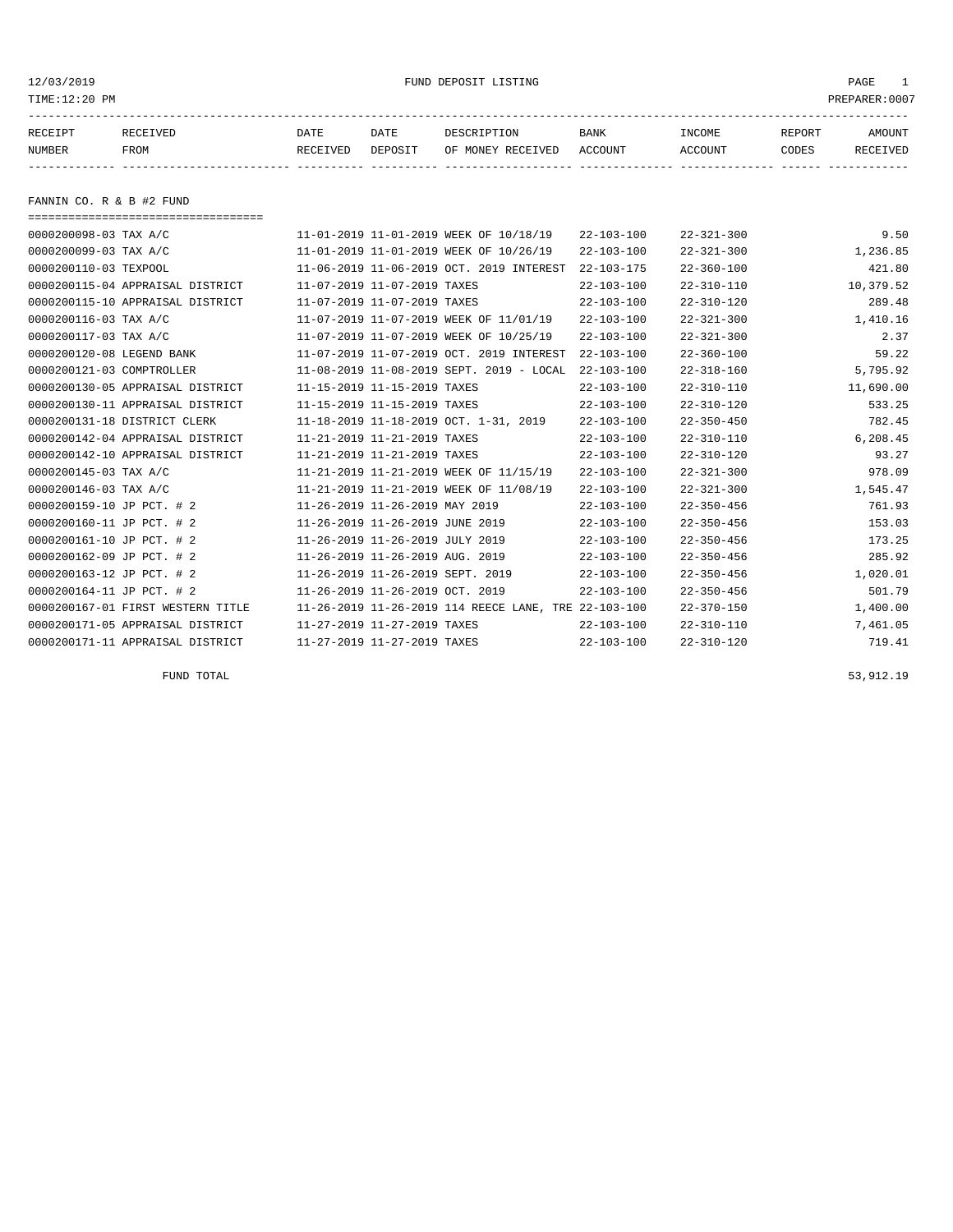12/03/2019 FUND DEPOSIT LISTING

TIME:12:20 PM PREPARER:0007

| RECEIPT NUMBER | RECEIVED FROM | DATE RECEIVED | DATE DEPOSIT | DESCRIPTION OF MONEY RECEIVED | BANK ACCOUNT | INCOME ACCOUNT | REPORT CODES | AMOUNT RECEIVED |
|---|---|---|---|---|---|---|---|---|

## FANNIN CO. R & B #2 FUND

| RECEIPT NUMBER | RECEIVED FROM | DATE RECEIVED | DATE DEPOSIT | DESCRIPTION OF MONEY RECEIVED | BANK ACCOUNT | INCOME ACCOUNT | REPORT CODES | AMOUNT RECEIVED |
|---|---|---|---|---|---|---|---|---|
| 0000200098-03 | TAX A/C | 11-01-2019 | 11-01-2019 | WEEK OF 10/18/19 | 22-103-100 | 22-321-300 | | 9.50 |
| 0000200099-03 | TAX A/C | 11-01-2019 | 11-01-2019 | WEEK OF 10/26/19 | 22-103-100 | 22-321-300 | | 1,236.85 |
| 0000200110-03 | TEXPOOL | 11-06-2019 | 11-06-2019 | OCT. 2019 INTEREST | 22-103-175 | 22-360-100 | | 421.80 |
| 0000200115-04 | APPRAISAL DISTRICT | 11-07-2019 | 11-07-2019 | TAXES | 22-103-100 | 22-310-110 | | 10,379.52 |
| 0000200115-10 | APPRAISAL DISTRICT | 11-07-2019 | 11-07-2019 | TAXES | 22-103-100 | 22-310-120 | | 289.48 |
| 0000200116-03 | TAX A/C | 11-07-2019 | 11-07-2019 | WEEK OF 11/01/19 | 22-103-100 | 22-321-300 | | 1,410.16 |
| 0000200117-03 | TAX A/C | 11-07-2019 | 11-07-2019 | WEEK OF 10/25/19 | 22-103-100 | 22-321-300 | | 2.37 |
| 0000200120-08 | LEGEND BANK | 11-07-2019 | 11-07-2019 | OCT. 2019 INTEREST | 22-103-100 | 22-360-100 | | 59.22 |
| 0000200121-03 | COMPTROLLER | 11-08-2019 | 11-08-2019 | SEPT. 2019 - LOCAL | 22-103-100 | 22-318-160 | | 5,795.92 |
| 0000200130-05 | APPRAISAL DISTRICT | 11-15-2019 | 11-15-2019 | TAXES | 22-103-100 | 22-310-110 | | 11,690.00 |
| 0000200130-11 | APPRAISAL DISTRICT | 11-15-2019 | 11-15-2019 | TAXES | 22-103-100 | 22-310-120 | | 533.25 |
| 0000200131-18 | DISTRICT CLERK | 11-18-2019 | 11-18-2019 | OCT. 1-31, 2019 | 22-103-100 | 22-350-450 | | 782.45 |
| 0000200142-04 | APPRAISAL DISTRICT | 11-21-2019 | 11-21-2019 | TAXES | 22-103-100 | 22-310-110 | | 6,208.45 |
| 0000200142-10 | APPRAISAL DISTRICT | 11-21-2019 | 11-21-2019 | TAXES | 22-103-100 | 22-310-120 | | 93.27 |
| 0000200145-03 | TAX A/C | 11-21-2019 | 11-21-2019 | WEEK OF 11/15/19 | 22-103-100 | 22-321-300 | | 978.09 |
| 0000200146-03 | TAX A/C | 11-21-2019 | 11-21-2019 | WEEK OF 11/08/19 | 22-103-100 | 22-321-300 | | 1,545.47 |
| 0000200159-10 | JP PCT. # 2 | 11-26-2019 | 11-26-2019 | MAY 2019 | 22-103-100 | 22-350-456 | | 761.93 |
| 0000200160-11 | JP PCT. # 2 | 11-26-2019 | 11-26-2019 | JUNE 2019 | 22-103-100 | 22-350-456 | | 153.03 |
| 0000200161-10 | JP PCT. # 2 | 11-26-2019 | 11-26-2019 | JULY 2019 | 22-103-100 | 22-350-456 | | 173.25 |
| 0000200162-09 | JP PCT. # 2 | 11-26-2019 | 11-26-2019 | AUG. 2019 | 22-103-100 | 22-350-456 | | 285.92 |
| 0000200163-12 | JP PCT. # 2 | 11-26-2019 | 11-26-2019 | SEPT. 2019 | 22-103-100 | 22-350-456 | | 1,020.01 |
| 0000200164-11 | JP PCT. # 2 | 11-26-2019 | 11-26-2019 | OCT. 2019 | 22-103-100 | 22-350-456 | | 501.79 |
| 0000200167-01 | FIRST WESTERN TITLE | 11-26-2019 | 11-26-2019 | 114 REECE LANE, TRE | 22-103-100 | 22-370-150 | | 1,400.00 |
| 0000200171-05 | APPRAISAL DISTRICT | 11-27-2019 | 11-27-2019 | TAXES | 22-103-100 | 22-310-110 | | 7,461.05 |
| 0000200171-11 | APPRAISAL DISTRICT | 11-27-2019 | 11-27-2019 | TAXES | 22-103-100 | 22-310-120 | | 719.41 |
| | FUND TOTAL | | | | | | | 53,912.19 |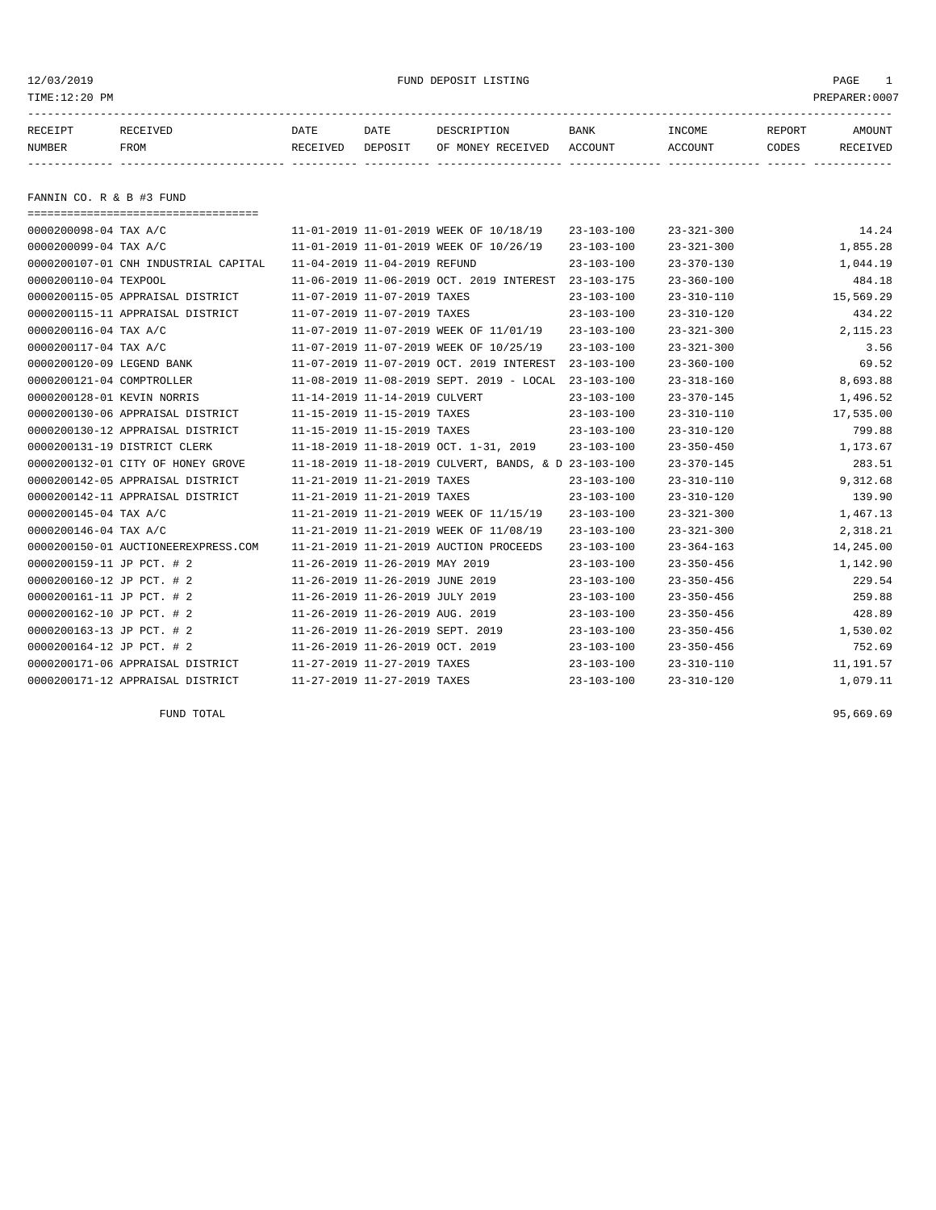12/03/2019 FUND DEPOSIT LISTING

TIME:12:20 PM PREPARER:0007

## FANNIN CO. R & B #3 FUND

| RECEIPT NUMBER | RECEIVED FROM | DATE RECEIVED | DATE DEPOSIT | DESCRIPTION OF MONEY RECEIVED | BANK ACCOUNT | INCOME ACCOUNT | REPORT CODES | AMOUNT RECEIVED |
|---|---|---|---|---|---|---|---|---|
| 0000200098-04 | TAX A/C | 11-01-2019 | 11-01-2019 | WEEK OF 10/18/19 | 23-103-100 | 23-321-300 | | 14.24 |
| 0000200099-04 | TAX A/C | 11-01-2019 | 11-01-2019 | WEEK OF 10/26/19 | 23-103-100 | 23-321-300 | | 1,855.28 |
| 0000200107-01 | CNH INDUSTRIAL CAPITAL | 11-04-2019 | 11-04-2019 | REFUND | 23-103-100 | 23-370-130 | | 1,044.19 |
| 0000200110-04 | TEXPOOL | 11-06-2019 | 11-06-2019 | OCT. 2019 INTEREST | 23-103-175 | 23-360-100 | | 484.18 |
| 0000200115-05 | APPRAISAL DISTRICT | 11-07-2019 | 11-07-2019 | TAXES | 23-103-100 | 23-310-110 | | 15,569.29 |
| 0000200115-11 | APPRAISAL DISTRICT | 11-07-2019 | 11-07-2019 | TAXES | 23-103-100 | 23-310-120 | | 434.22 |
| 0000200116-04 | TAX A/C | 11-07-2019 | 11-07-2019 | WEEK OF 11/01/19 | 23-103-100 | 23-321-300 | | 2,115.23 |
| 0000200117-04 | TAX A/C | 11-07-2019 | 11-07-2019 | WEEK OF 10/25/19 | 23-103-100 | 23-321-300 | | 3.56 |
| 0000200120-09 | LEGEND BANK | 11-07-2019 | 11-07-2019 | OCT. 2019 INTEREST | 23-103-100 | 23-360-100 | | 69.52 |
| 0000200121-04 | COMPTROLLER | 11-08-2019 | 11-08-2019 | SEPT. 2019 - LOCAL | 23-103-100 | 23-318-160 | | 8,693.88 |
| 0000200128-01 | KEVIN NORRIS | 11-14-2019 | 11-14-2019 | CULVERT | 23-103-100 | 23-370-145 | | 1,496.52 |
| 0000200130-06 | APPRAISAL DISTRICT | 11-15-2019 | 11-15-2019 | TAXES | 23-103-100 | 23-310-110 | | 17,535.00 |
| 0000200130-12 | APPRAISAL DISTRICT | 11-15-2019 | 11-15-2019 | TAXES | 23-103-100 | 23-310-120 | | 799.88 |
| 0000200131-19 | DISTRICT CLERK | 11-18-2019 | 11-18-2019 | OCT. 1-31, 2019 | 23-103-100 | 23-350-450 | | 1,173.67 |
| 0000200132-01 | CITY OF HONEY GROVE | 11-18-2019 | 11-18-2019 | CULVERT, BANDS, & D | 23-103-100 | 23-370-145 | | 283.51 |
| 0000200142-05 | APPRAISAL DISTRICT | 11-21-2019 | 11-21-2019 | TAXES | 23-103-100 | 23-310-110 | | 9,312.68 |
| 0000200142-11 | APPRAISAL DISTRICT | 11-21-2019 | 11-21-2019 | TAXES | 23-103-100 | 23-310-120 | | 139.90 |
| 0000200145-04 | TAX A/C | 11-21-2019 | 11-21-2019 | WEEK OF 11/15/19 | 23-103-100 | 23-321-300 | | 1,467.13 |
| 0000200146-04 | TAX A/C | 11-21-2019 | 11-21-2019 | WEEK OF 11/08/19 | 23-103-100 | 23-321-300 | | 2,318.21 |
| 0000200150-01 | AUCTIONEEREXPRESS.COM | 11-21-2019 | 11-21-2019 | AUCTION PROCEEDS | 23-103-100 | 23-364-163 | | 14,245.00 |
| 0000200159-11 | JP PCT. # 2 | 11-26-2019 | 11-26-2019 | MAY 2019 | 23-103-100 | 23-350-456 | | 1,142.90 |
| 0000200160-12 | JP PCT. # 2 | 11-26-2019 | 11-26-2019 | JUNE 2019 | 23-103-100 | 23-350-456 | | 229.54 |
| 0000200161-11 | JP PCT. # 2 | 11-26-2019 | 11-26-2019 | JULY 2019 | 23-103-100 | 23-350-456 | | 259.88 |
| 0000200162-10 | JP PCT. # 2 | 11-26-2019 | 11-26-2019 | AUG. 2019 | 23-103-100 | 23-350-456 | | 428.89 |
| 0000200163-13 | JP PCT. # 2 | 11-26-2019 | 11-26-2019 | SEPT. 2019 | 23-103-100 | 23-350-456 | | 1,530.02 |
| 0000200164-12 | JP PCT. # 2 | 11-26-2019 | 11-26-2019 | OCT. 2019 | 23-103-100 | 23-350-456 | | 752.69 |
| 0000200171-06 | APPRAISAL DISTRICT | 11-27-2019 | 11-27-2019 | TAXES | 23-103-100 | 23-310-110 | | 11,191.57 |
| 0000200171-12 | APPRAISAL DISTRICT | 11-27-2019 | 11-27-2019 | TAXES | 23-103-100 | 23-310-120 | | 1,079.11 |

FUND TOTAL 95,669.69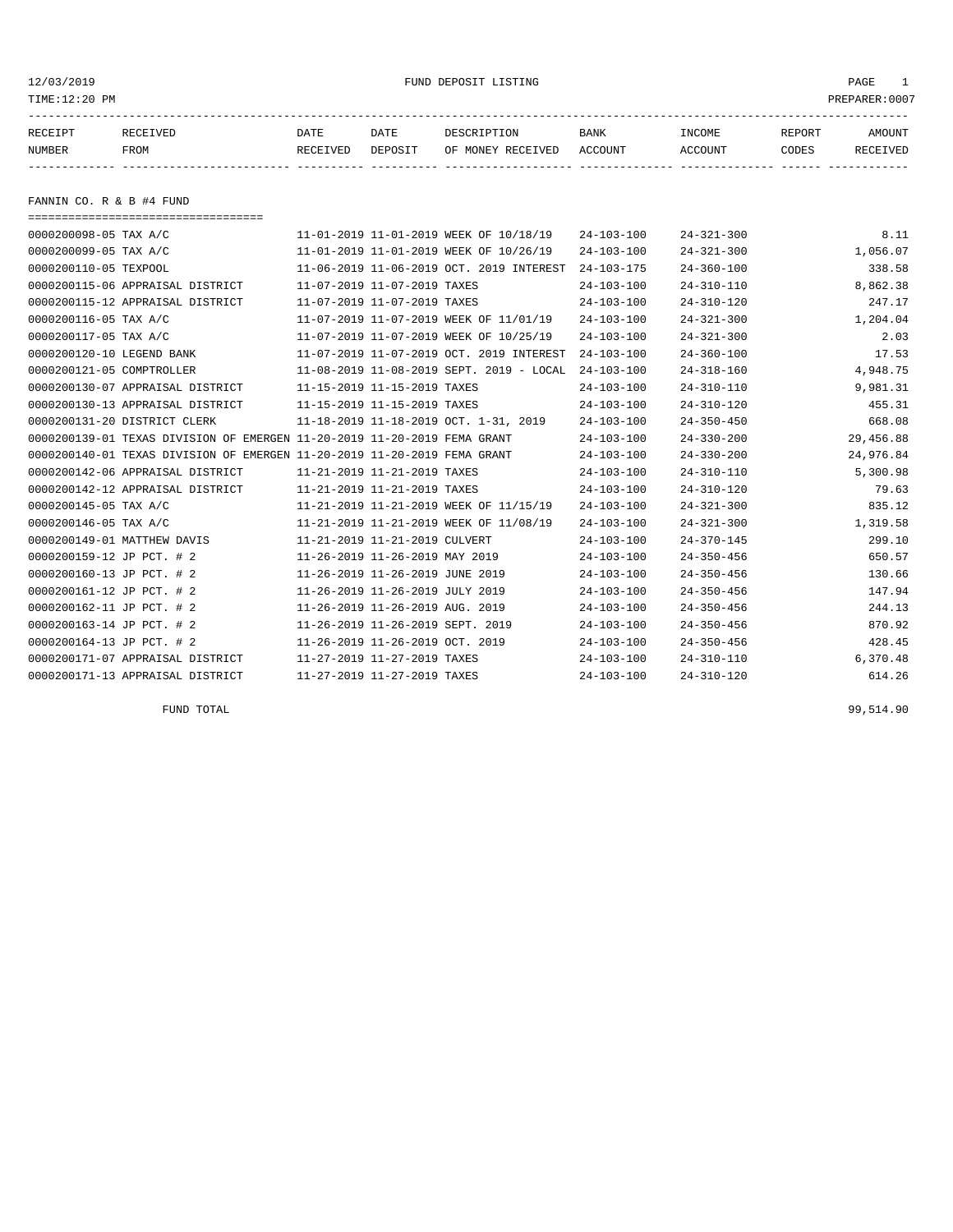12/03/2019 FUND DEPOSIT LISTING

TIME:12:20 PM PREPARER:0007

| RECEIPT NUMBER | RECEIVED FROM | DATE RECEIVED | DATE DEPOSIT | DESCRIPTION OF MONEY RECEIVED | BANK ACCOUNT | INCOME ACCOUNT | REPORT CODES | AMOUNT RECEIVED |
|---|---|---|---|---|---|---|---|---|

## FANNIN CO. R & B #4 FUND

| RECEIPT NUMBER | RECEIVED FROM | DATE RECEIVED | DATE DEPOSIT | DESCRIPTION OF MONEY RECEIVED | BANK ACCOUNT | INCOME ACCOUNT | REPORT CODES | AMOUNT RECEIVED |
|---|---|---|---|---|---|---|---|---|
| 0000200098-05 | TAX A/C | 11-01-2019 | 11-01-2019 | WEEK OF 10/18/19 | 24-103-100 | 24-321-300 | | 8.11 |
| 0000200099-05 | TAX A/C | 11-01-2019 | 11-01-2019 | WEEK OF 10/26/19 | 24-103-100 | 24-321-300 | | 1,056.07 |
| 0000200110-05 | TEXPOOL | 11-06-2019 | 11-06-2019 | OCT. 2019 INTEREST | 24-103-175 | 24-360-100 | | 338.58 |
| 0000200115-06 | APPRAISAL DISTRICT | 11-07-2019 | 11-07-2019 | TAXES | 24-103-100 | 24-310-110 | | 8,862.38 |
| 0000200115-12 | APPRAISAL DISTRICT | 11-07-2019 | 11-07-2019 | TAXES | 24-103-100 | 24-310-120 | | 247.17 |
| 0000200116-05 | TAX A/C | 11-07-2019 | 11-07-2019 | WEEK OF 11/01/19 | 24-103-100 | 24-321-300 | | 1,204.04 |
| 0000200117-05 | TAX A/C | 11-07-2019 | 11-07-2019 | WEEK OF 10/25/19 | 24-103-100 | 24-321-300 | | 2.03 |
| 0000200120-10 | LEGEND BANK | 11-07-2019 | 11-07-2019 | OCT. 2019 INTEREST | 24-103-100 | 24-360-100 | | 17.53 |
| 0000200121-05 | COMPTROLLER | 11-08-2019 | 11-08-2019 | SEPT. 2019 - LOCAL | 24-103-100 | 24-318-160 | | 4,948.75 |
| 0000200130-07 | APPRAISAL DISTRICT | 11-15-2019 | 11-15-2019 | TAXES | 24-103-100 | 24-310-110 | | 9,981.31 |
| 0000200130-13 | APPRAISAL DISTRICT | 11-15-2019 | 11-15-2019 | TAXES | 24-103-100 | 24-310-120 | | 455.31 |
| 0000200131-20 | DISTRICT CLERK | 11-18-2019 | 11-18-2019 | OCT. 1-31, 2019 | 24-103-100 | 24-350-450 | | 668.08 |
| 0000200139-01 | TEXAS DIVISION OF EMERGEN | 11-20-2019 | 11-20-2019 | FEMA GRANT | 24-103-100 | 24-330-200 | | 29,456.88 |
| 0000200140-01 | TEXAS DIVISION OF EMERGEN | 11-20-2019 | 11-20-2019 | FEMA GRANT | 24-103-100 | 24-330-200 | | 24,976.84 |
| 0000200142-06 | APPRAISAL DISTRICT | 11-21-2019 | 11-21-2019 | TAXES | 24-103-100 | 24-310-110 | | 5,300.98 |
| 0000200142-12 | APPRAISAL DISTRICT | 11-21-2019 | 11-21-2019 | TAXES | 24-103-100 | 24-310-120 | | 79.63 |
| 0000200145-05 | TAX A/C | 11-21-2019 | 11-21-2019 | WEEK OF 11/15/19 | 24-103-100 | 24-321-300 | | 835.12 |
| 0000200146-05 | TAX A/C | 11-21-2019 | 11-21-2019 | WEEK OF 11/08/19 | 24-103-100 | 24-321-300 | | 1,319.58 |
| 0000200149-01 | MATTHEW DAVIS | 11-21-2019 | 11-21-2019 | CULVERT | 24-103-100 | 24-370-145 | | 299.10 |
| 0000200159-12 | JP PCT. # 2 | 11-26-2019 | 11-26-2019 | MAY 2019 | 24-103-100 | 24-350-456 | | 650.57 |
| 0000200160-13 | JP PCT. # 2 | 11-26-2019 | 11-26-2019 | JUNE 2019 | 24-103-100 | 24-350-456 | | 130.66 |
| 0000200161-12 | JP PCT. # 2 | 11-26-2019 | 11-26-2019 | JULY 2019 | 24-103-100 | 24-350-456 | | 147.94 |
| 0000200162-11 | JP PCT. # 2 | 11-26-2019 | 11-26-2019 | AUG. 2019 | 24-103-100 | 24-350-456 | | 244.13 |
| 0000200163-14 | JP PCT. # 2 | 11-26-2019 | 11-26-2019 | SEPT. 2019 | 24-103-100 | 24-350-456 | | 870.92 |
| 0000200164-13 | JP PCT. # 2 | 11-26-2019 | 11-26-2019 | OCT. 2019 | 24-103-100 | 24-350-456 | | 428.45 |
| 0000200171-07 | APPRAISAL DISTRICT | 11-27-2019 | 11-27-2019 | TAXES | 24-103-100 | 24-310-110 | | 6,370.48 |
| 0000200171-13 | APPRAISAL DISTRICT | 11-27-2019 | 11-27-2019 | TAXES | 24-103-100 | 24-310-120 | | 614.26 |
| | FUND TOTAL | | | | | | | 99,514.90 |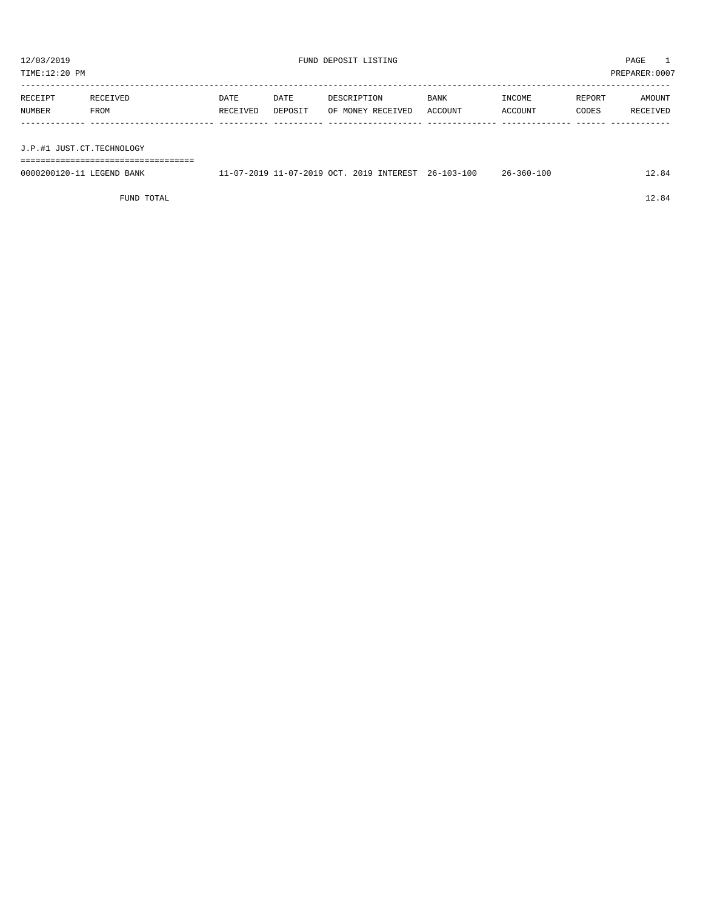12/03/2019 FUND DEPOSIT LISTING PAGE 1

TIME:12:20 PM PREPARER:0007

| RECEIPT NUMBER | RECEIVED FROM | DATE RECEIVED | DATE DEPOSIT | DESCRIPTION OF MONEY RECEIVED | BANK ACCOUNT | INCOME ACCOUNT | REPORT CODES | AMOUNT RECEIVED |
|---|---|---|---|---|---|---|---|---|

J.P.#1 JUST.CT.TECHNOLOGY

| RECEIPT NUMBER | RECEIVED FROM | DATE RECEIVED | DATE DEPOSIT | DESCRIPTION OF MONEY RECEIVED | BANK ACCOUNT | INCOME ACCOUNT | REPORT CODES | AMOUNT RECEIVED |
|---|---|---|---|---|---|---|---|---|
| 0000200120-11 | LEGEND BANK | 11-07-2019 | 11-07-2019 | OCT. 2019 INTEREST | 26-103-100 | 26-360-100 | | 12.84 |
| | FUND TOTAL | | | | | | | 12.84 |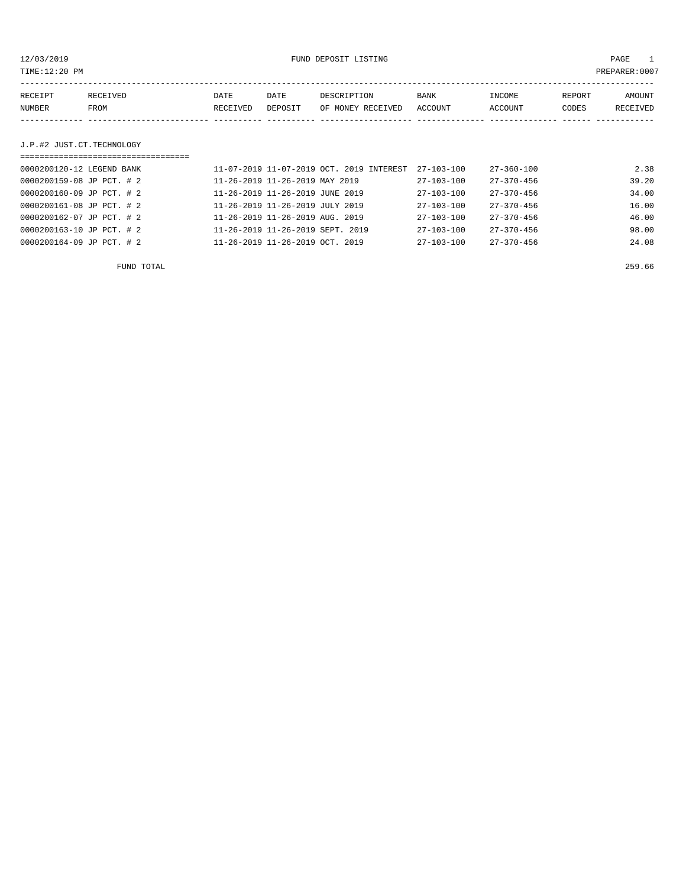12/03/2019 FUND DEPOSIT LISTING

TIME:12:20 PM PREPARER:0007

| RECEIPT NUMBER | RECEIVED FROM | DATE RECEIVED | DATE DEPOSIT | DESCRIPTION OF MONEY RECEIVED | BANK ACCOUNT | INCOME ACCOUNT | REPORT CODES | AMOUNT RECEIVED |
|---|---|---|---|---|---|---|---|---|

## J.P.#2 JUST.CT.TECHNOLOGY

| RECEIPT NUMBER | RECEIVED FROM | DATE RECEIVED | DATE DEPOSIT | DESCRIPTION OF MONEY RECEIVED | BANK ACCOUNT | INCOME ACCOUNT | REPORT CODES | AMOUNT RECEIVED |
|---|---|---|---|---|---|---|---|---|
| 0000200120-12 | LEGEND BANK | 11-07-2019 | 11-07-2019 | OCT. 2019 INTEREST | 27-103-100 | 27-360-100 | | 2.38 |
| 0000200159-08 | JP PCT. # 2 | 11-26-2019 | 11-26-2019 | MAY 2019 | 27-103-100 | 27-370-456 | | 39.20 |
| 0000200160-09 | JP PCT. # 2 | 11-26-2019 | 11-26-2019 | JUNE 2019 | 27-103-100 | 27-370-456 | | 34.00 |
| 0000200161-08 | JP PCT. # 2 | 11-26-2019 | 11-26-2019 | JULY 2019 | 27-103-100 | 27-370-456 | | 16.00 |
| 0000200162-07 | JP PCT. # 2 | 11-26-2019 | 11-26-2019 | AUG. 2019 | 27-103-100 | 27-370-456 | | 46.00 |
| 0000200163-10 | JP PCT. # 2 | 11-26-2019 | 11-26-2019 | SEPT. 2019 | 27-103-100 | 27-370-456 | | 98.00 |
| 0000200164-09 | JP PCT. # 2 | 11-26-2019 | 11-26-2019 | OCT. 2019 | 27-103-100 | 27-370-456 | | 24.08 |

FUND TOTAL 259.66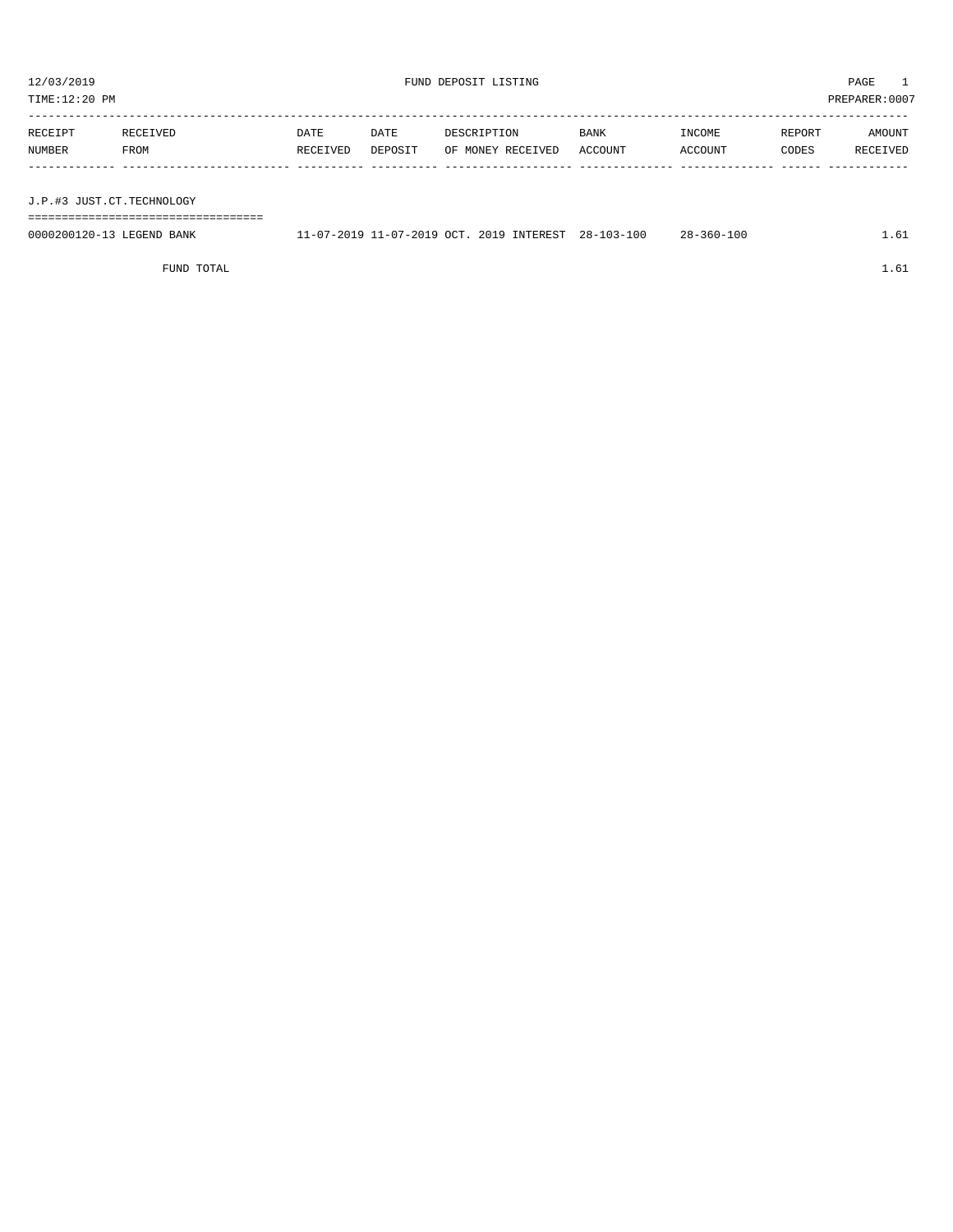12/03/2019 FUND DEPOSIT LISTING PAGE 1

TIME:12:20 PM PREPARER:0007

| RECEIPT NUMBER | RECEIVED FROM | DATE RECEIVED | DATE DEPOSIT | DESCRIPTION OF MONEY RECEIVED | BANK ACCOUNT | INCOME ACCOUNT | REPORT CODES | AMOUNT RECEIVED |
|---|---|---|---|---|---|---|---|---|
| **J.P.#3 JUST.CT.TECHNOLOGY** | | | | | | | | |
| 0000200120-13 | LEGEND BANK | 11-07-2019 | 11-07-2019 | OCT. 2019 INTEREST | 28-103-100 | 28-360-100 | | 1.61 |
| | FUND TOTAL | | | | | | | 1.61 |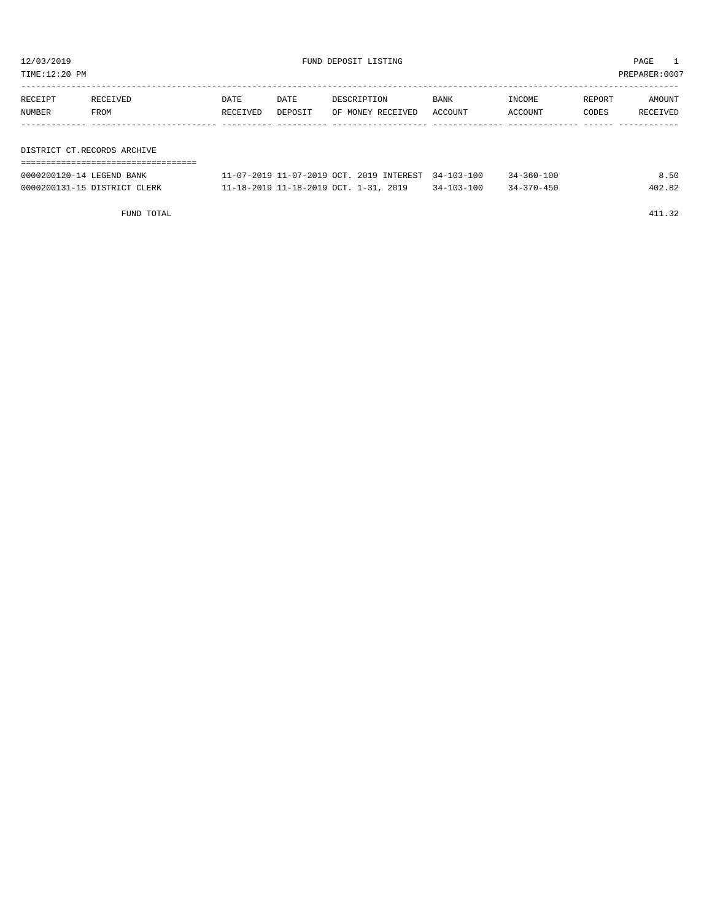# FUND DEPOSIT LISTING

12/03/2019
TIME:12:20 PM
PREPARER:0007

## DISTRICT CT.RECORDS ARCHIVE

| RECEIPT NUMBER | RECEIVED FROM | DATE RECEIVED | DATE DEPOSIT | DESCRIPTION OF MONEY RECEIVED | BANK ACCOUNT | INCOME ACCOUNT | REPORT CODES | AMOUNT RECEIVED |
|---|---|---|---|---|---|---|---|---|
| 0000200120-14 | LEGEND BANK | 11-07-2019 | 11-07-2019 | OCT. 2019 INTEREST | 34-103-100 | 34-360-100 | | 8.50 |
| 0000200131-15 | DISTRICT CLERK | 11-18-2019 | 11-18-2019 | OCT. 1-31, 2019 | 34-103-100 | 34-370-450 | | 402.82 |
| | FUND TOTAL | | | | | | | 411.32 |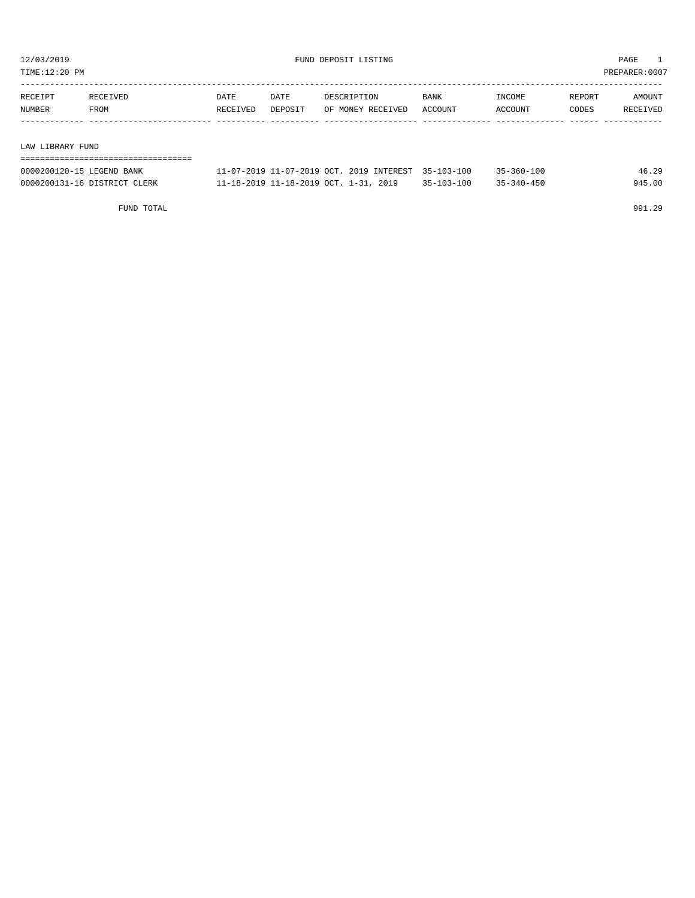12/03/2019 FUND DEPOSIT LISTING PAGE 1

TIME:12:20 PM PREPARER:0007

| RECEIPT NUMBER | RECEIVED FROM | DATE RECEIVED | DATE DEPOSIT | DESCRIPTION OF MONEY RECEIVED | BANK ACCOUNT | INCOME ACCOUNT | REPORT CODES | AMOUNT RECEIVED |
|---|---|---|---|---|---|---|---|---|

## LAW LIBRARY FUND

| RECEIPT NUMBER | RECEIVED FROM | DATE RECEIVED | DATE DEPOSIT | DESCRIPTION OF MONEY RECEIVED | BANK ACCOUNT | INCOME ACCOUNT | REPORT CODES | AMOUNT RECEIVED |
|---|---|---|---|---|---|---|---|---|
| 0000200120-15 | LEGEND BANK | 11-07-2019 | 11-07-2019 | OCT. 2019 INTEREST | 35-103-100 | 35-360-100 | | 46.29 |
| 0000200131-16 | DISTRICT CLERK | 11-18-2019 | 11-18-2019 | OCT. 1-31, 2019 | 35-103-100 | 35-340-450 | | 945.00 |
| | FUND TOTAL | | | | | | | 991.29 |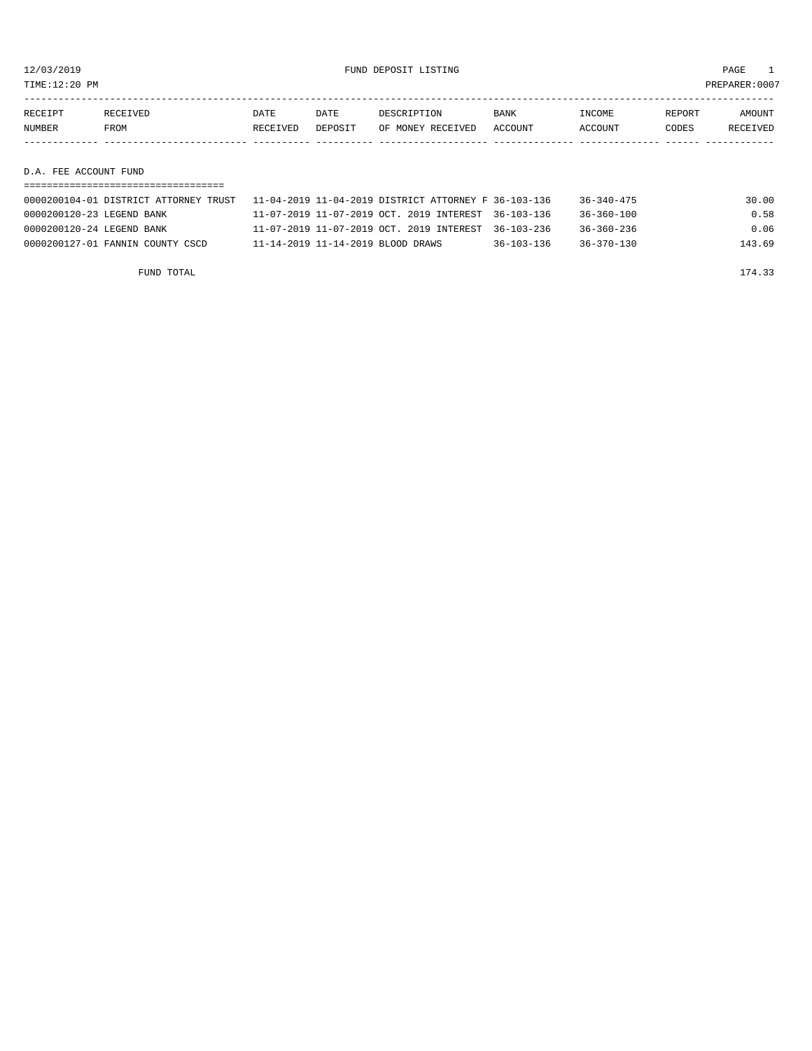12/03/2019 FUND DEPOSIT LISTING

TIME:12:20 PM PREPARER:0007

| RECEIPT NUMBER | RECEIVED FROM | DATE RECEIVED | DATE DEPOSIT | DESCRIPTION OF MONEY RECEIVED | BANK ACCOUNT | INCOME ACCOUNT | REPORT CODES | AMOUNT RECEIVED |
|---|---|---|---|---|---|---|---|---|

## D.A. FEE ACCOUNT FUND

| RECEIPT NUMBER | RECEIVED FROM | DATE RECEIVED | DATE DEPOSIT | DESCRIPTION OF MONEY RECEIVED | BANK ACCOUNT | INCOME ACCOUNT | REPORT CODES | AMOUNT RECEIVED |
|---|---|---|---|---|---|---|---|---|
| 0000200104-01 | DISTRICT ATTORNEY TRUST | 11-04-2019 | 11-04-2019 | DISTRICT ATTORNEY F | 36-103-136 | 36-340-475 | | 30.00 |
| 0000200120-23 | LEGEND BANK | 11-07-2019 | 11-07-2019 | OCT. 2019 INTEREST | 36-103-136 | 36-360-100 | | 0.58 |
| 0000200120-24 | LEGEND BANK | 11-07-2019 | 11-07-2019 | OCT. 2019 INTEREST | 36-103-236 | 36-360-236 | | 0.06 |
| 0000200127-01 | FANNIN COUNTY CSCD | 11-14-2019 | 11-14-2019 | BLOOD DRAWS | 36-103-136 | 36-370-130 | | 143.69 |
| | FUND TOTAL | | | | | | | 174.33 |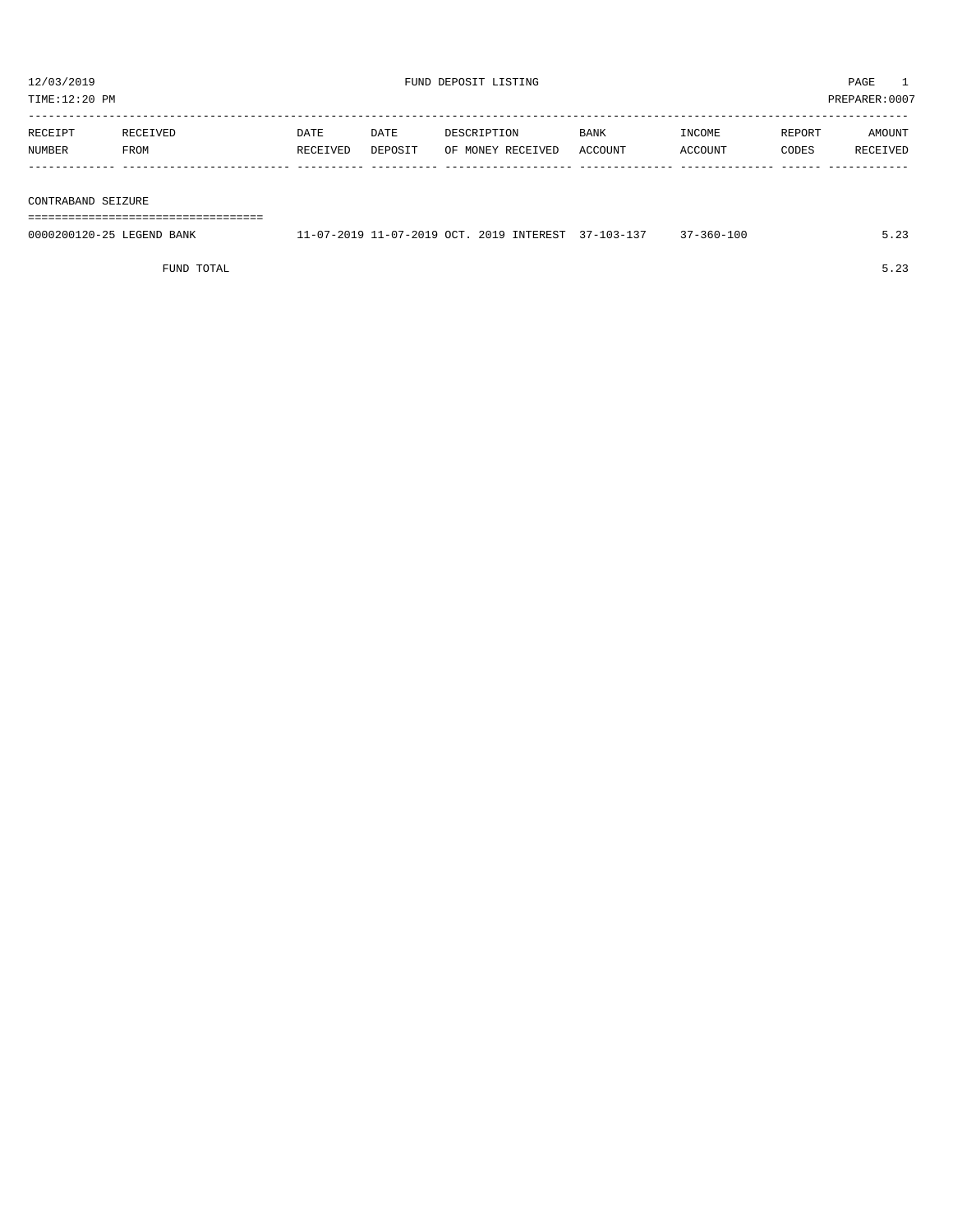12/03/2019 FUND DEPOSIT LISTING PAGE 1
TIME:12:20 PM PREPARER:0007

| RECEIPT NUMBER | RECEIVED FROM | DATE RECEIVED | DATE DEPOSIT | DESCRIPTION OF MONEY RECEIVED | BANK ACCOUNT | INCOME ACCOUNT | REPORT CODES | AMOUNT RECEIVED |
|---|---|---|---|---|---|---|---|---|
| **CONTRABAND SEIZURE** | | | | | | | | |
| 0000200120-25 | LEGEND BANK | 11-07-2019 | 11-07-2019 | OCT. 2019 INTEREST | 37-103-137 | 37-360-100 | | 5.23 |
| | FUND TOTAL | | | | | | | 5.23 |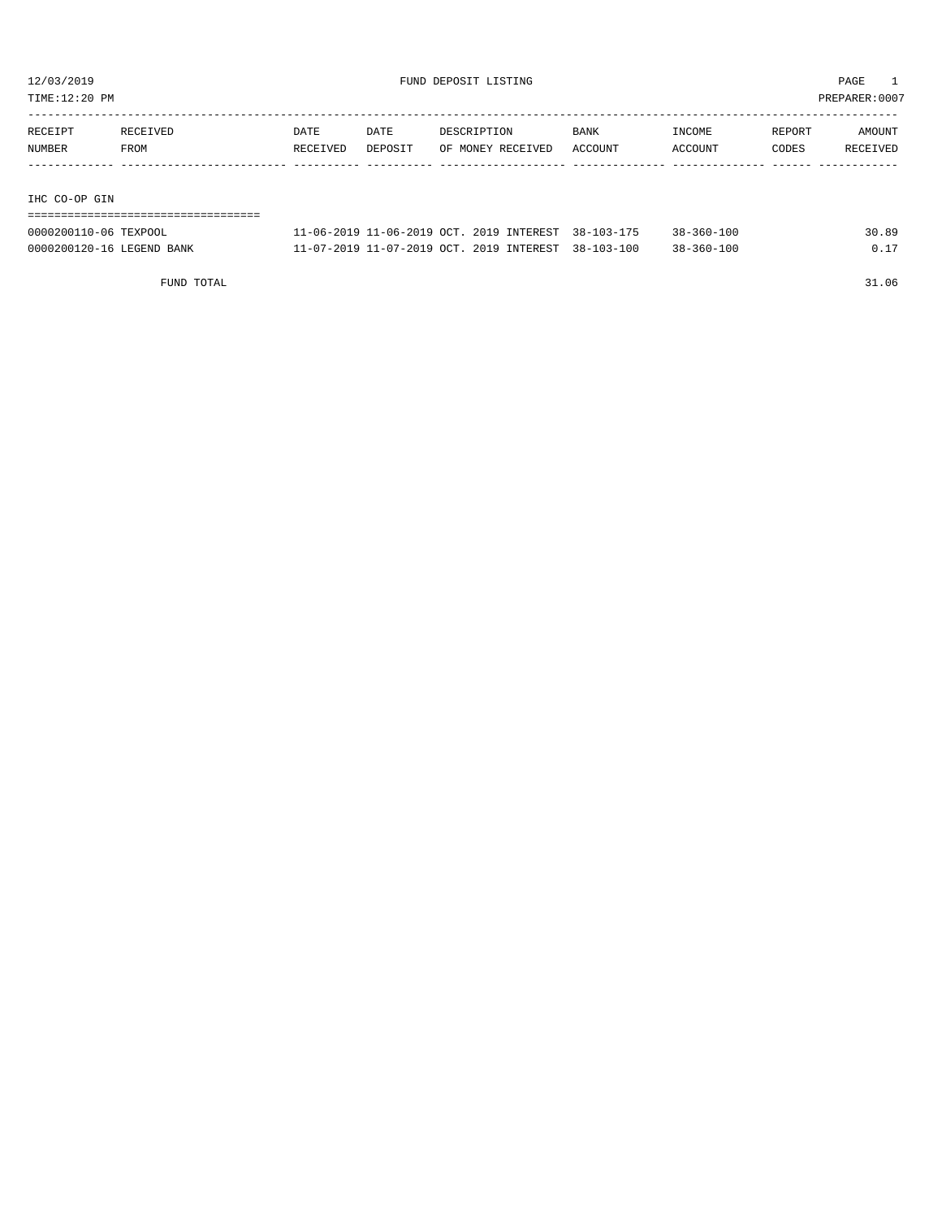12/03/2019 FUND DEPOSIT LISTING PAGE 1

TIME:12:20 PM PREPARER:0007

| RECEIPT NUMBER | RECEIVED FROM | DATE RECEIVED | DATE DEPOSIT | DESCRIPTION OF MONEY RECEIVED | BANK ACCOUNT | INCOME ACCOUNT | REPORT CODES | AMOUNT RECEIVED |
|---|---|---|---|---|---|---|---|---|
| **IHC CO-OP GIN** | | | | | | | | |
| 0000200110-06 | TEXPOOL | 11-06-2019 | 11-06-2019 | OCT. 2019 INTEREST | 38-103-175 | 38-360-100 | | 30.89 |
| 0000200120-16 | LEGEND BANK | 11-07-2019 | 11-07-2019 | OCT. 2019 INTEREST | 38-103-100 | 38-360-100 | | 0.17 |
| | FUND TOTAL | | | | | | | 31.06 |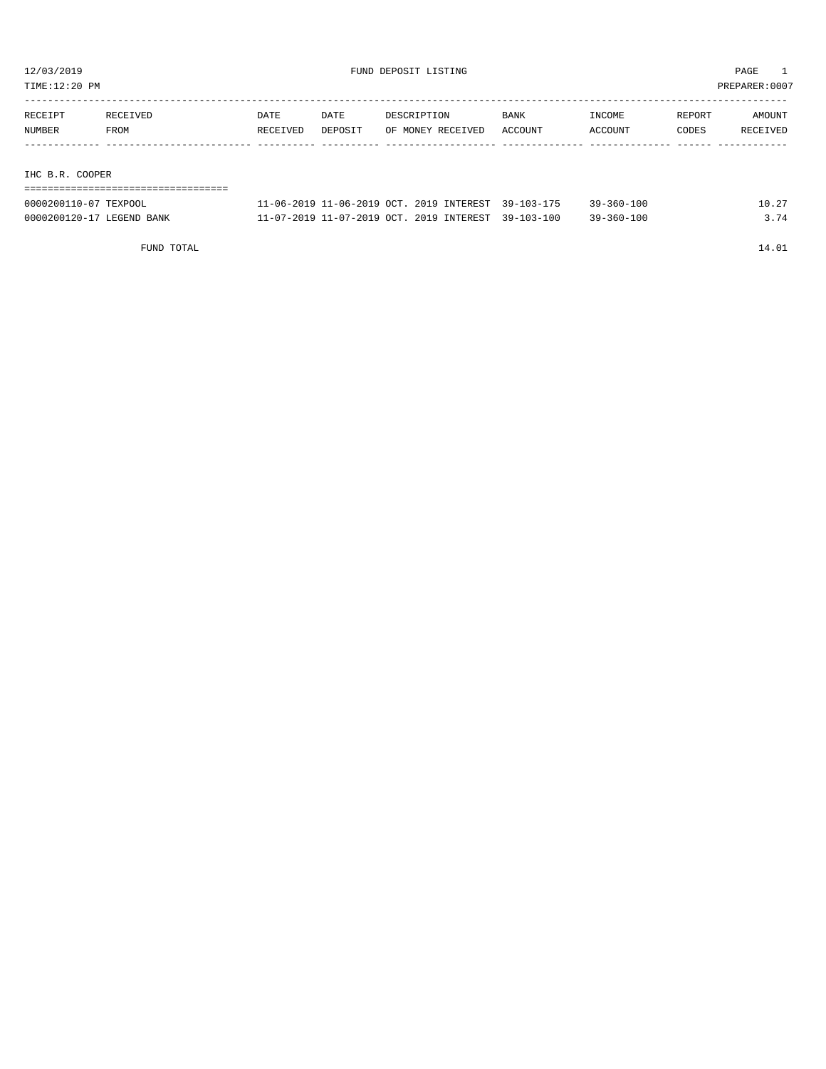12/03/2019 FUND DEPOSIT LISTING PAGE 1
TIME:12:20 PM PREPARER:0007

| RECEIPT NUMBER | RECEIVED FROM | DATE RECEIVED | DATE DEPOSIT | DESCRIPTION OF MONEY RECEIVED | BANK ACCOUNT | INCOME ACCOUNT | REPORT CODES | AMOUNT RECEIVED |
|---|---|---|---|---|---|---|---|---|
| **IHC B.R. COOPER** | | | | | | | | |
| 0000200110-07 | TEXPOOL | 11-06-2019 | 11-06-2019 | OCT. 2019 INTEREST | 39-103-175 | 39-360-100 | | 10.27 |
| 0000200120-17 | LEGEND BANK | 11-07-2019 | 11-07-2019 | OCT. 2019 INTEREST | 39-103-100 | 39-360-100 | | 3.74 |
| | FUND TOTAL | | | | | | | 14.01 |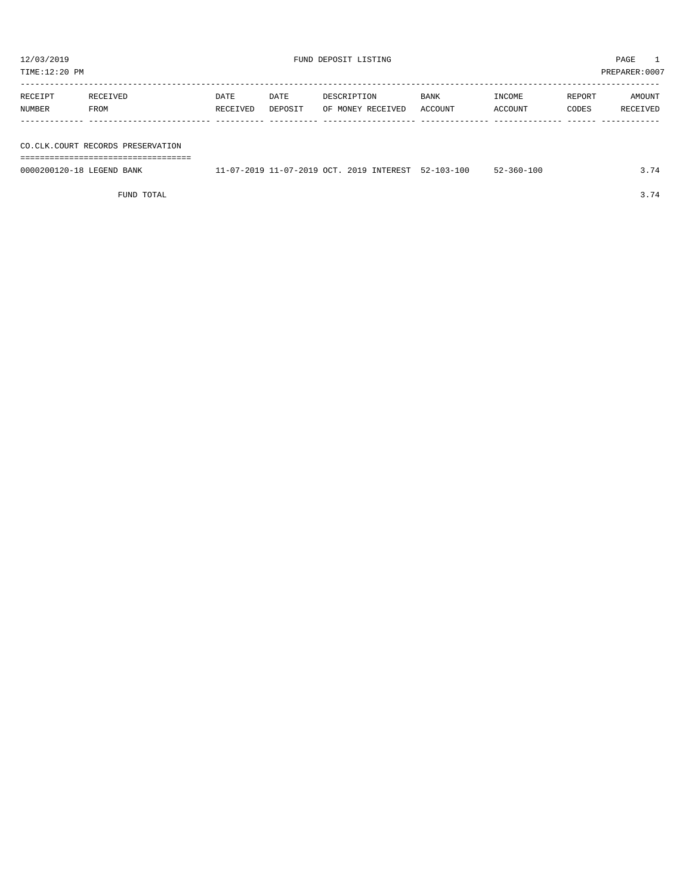12/03/2019 FUND DEPOSIT LISTING

TIME:12:20 PM PREPARER:0007

| RECEIPT NUMBER | RECEIVED FROM | DATE RECEIVED | DATE DEPOSIT | DESCRIPTION OF MONEY RECEIVED | BANK ACCOUNT | INCOME ACCOUNT | REPORT CODES | AMOUNT RECEIVED |
|---|---|---|---|---|---|---|---|---|
| **CO.CLK.COURT RECORDS PRESERVATION** | | | | | | | | |
| 0000200120-18 | LEGEND BANK | 11-07-2019 | 11-07-2019 | OCT. 2019 INTEREST | 52-103-100 | 52-360-100 | | 3.74 |
| | FUND TOTAL | | | | | | | 3.74 |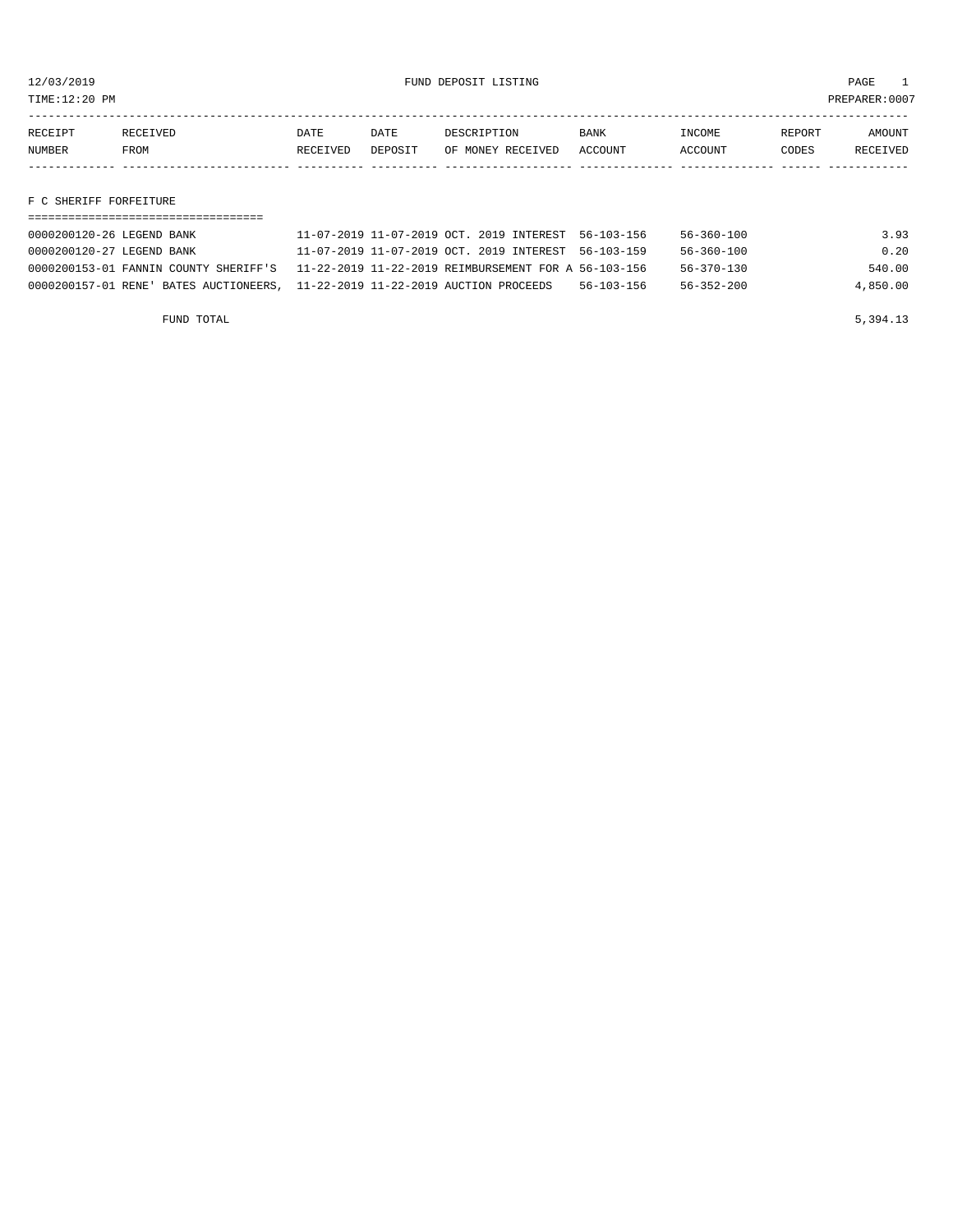12/03/2019 FUND DEPOSIT LISTING PAGE 1

TIME:12:20 PM PREPARER:0007

| RECEIPT NUMBER | RECEIVED FROM | DATE RECEIVED | DATE DEPOSIT | DESCRIPTION OF MONEY RECEIVED | BANK ACCOUNT | INCOME ACCOUNT | REPORT CODES | AMOUNT RECEIVED |
|---|---|---|---|---|---|---|---|---|

## F C SHERIFF FORFEITURE

| RECEIPT NUMBER | RECEIVED FROM | DATE RECEIVED | DATE DEPOSIT | DESCRIPTION OF MONEY RECEIVED | BANK ACCOUNT | INCOME ACCOUNT | REPORT CODES | AMOUNT RECEIVED |
|---|---|---|---|---|---|---|---|---|
| 0000200120-26 | LEGEND BANK | 11-07-2019 | 11-07-2019 | OCT. 2019 INTEREST | 56-103-156 | 56-360-100 | | 3.93 |
| 0000200120-27 | LEGEND BANK | 11-07-2019 | 11-07-2019 | OCT. 2019 INTEREST | 56-103-159 | 56-360-100 | | 0.20 |
| 0000200153-01 | FANNIN COUNTY SHERIFF'S | 11-22-2019 | 11-22-2019 | REIMBURSEMENT FOR A | 56-103-156 | 56-370-130 | | 540.00 |
| 0000200157-01 | RENE' BATES AUCTIONEERS, | 11-22-2019 | 11-22-2019 | AUCTION PROCEEDS | 56-103-156 | 56-352-200 | | 4,850.00 |
| | FUND TOTAL | | | | | | | 5,394.13 |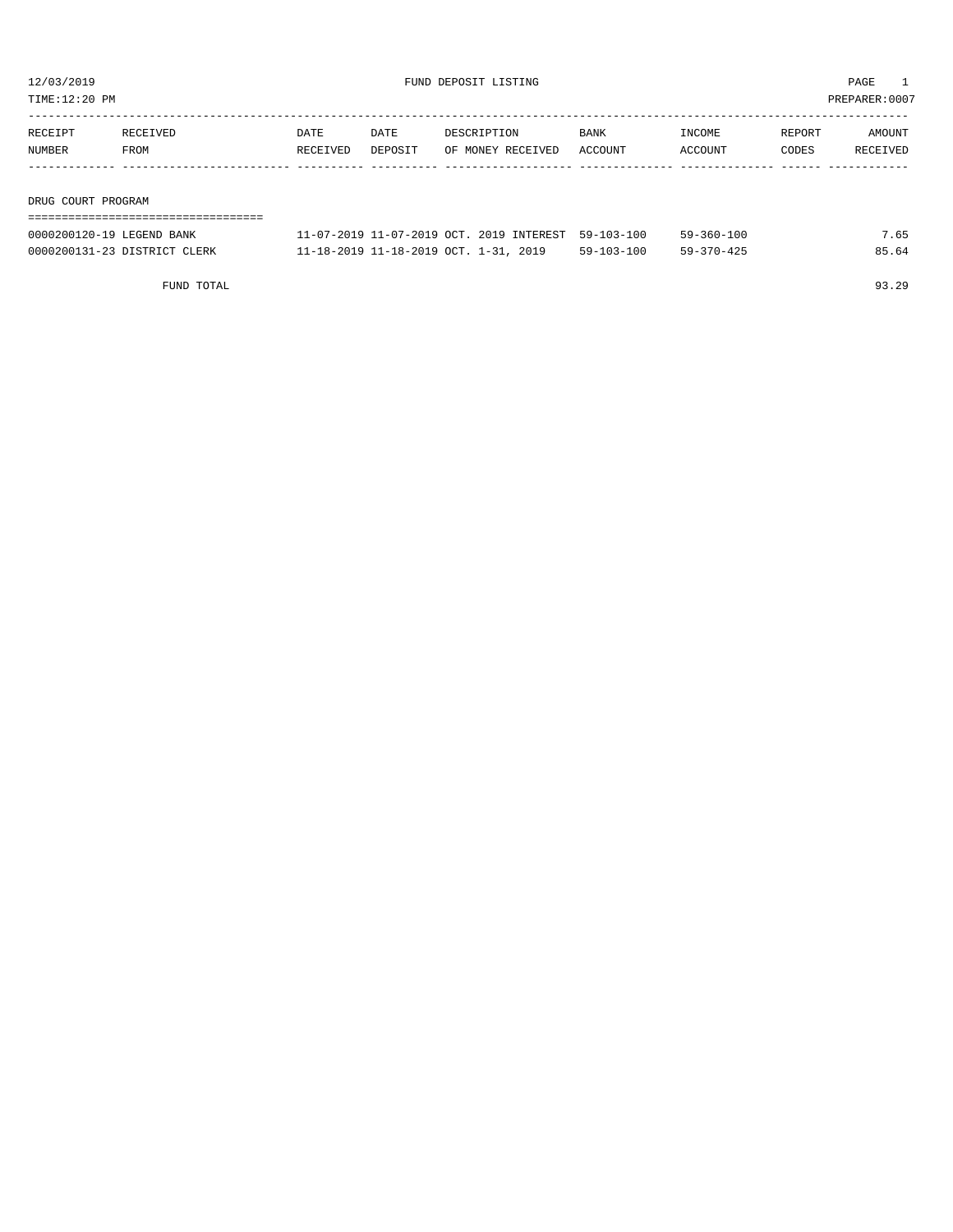12/03/2019 FUND DEPOSIT LISTING PAGE 1

TIME:12:20 PM PREPARER:0007

| RECEIPT NUMBER | RECEIVED FROM | DATE RECEIVED | DATE DEPOSIT | DESCRIPTION OF MONEY RECEIVED | BANK ACCOUNT | INCOME ACCOUNT | REPORT CODES | AMOUNT RECEIVED |
|---|---|---|---|---|---|---|---|---|
| **DRUG COURT PROGRAM** | | | | | | | | |
| 0000200120-19 | LEGEND BANK | 11-07-2019 | 11-07-2019 | OCT. 2019 INTEREST | 59-103-100 | 59-360-100 | | 7.65 |
| 0000200131-23 | DISTRICT CLERK | 11-18-2019 | 11-18-2019 | OCT. 1-31, 2019 | 59-103-100 | 59-370-425 | | 85.64 |
| | FUND TOTAL | | | | | | | 93.29 |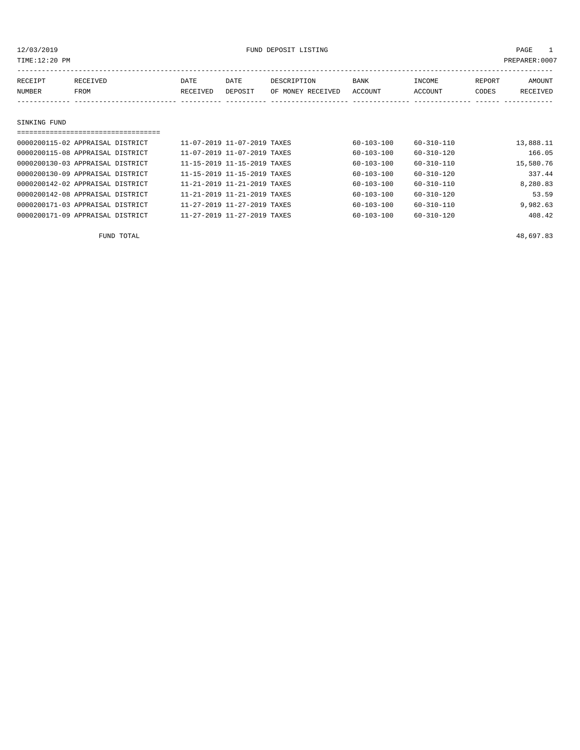12/03/2019 FUND DEPOSIT LISTING

TIME:12:20 PM PREPARER:0007

| RECEIPT NUMBER | RECEIVED FROM | DATE RECEIVED | DATE DEPOSIT | DESCRIPTION OF MONEY RECEIVED | BANK ACCOUNT | INCOME ACCOUNT | REPORT CODES | AMOUNT RECEIVED |
|---|---|---|---|---|---|---|---|---|
| **SINKING FUND** | | | | | | | | |
| 0000200115-02 | APPRAISAL DISTRICT | 11-07-2019 | 11-07-2019 | TAXES | 60-103-100 | 60-310-110 | | 13,888.11 |
| 0000200115-08 | APPRAISAL DISTRICT | 11-07-2019 | 11-07-2019 | TAXES | 60-103-100 | 60-310-120 | | 166.05 |
| 0000200130-03 | APPRAISAL DISTRICT | 11-15-2019 | 11-15-2019 | TAXES | 60-103-100 | 60-310-110 | | 15,580.76 |
| 0000200130-09 | APPRAISAL DISTRICT | 11-15-2019 | 11-15-2019 | TAXES | 60-103-100 | 60-310-120 | | 337.44 |
| 0000200142-02 | APPRAISAL DISTRICT | 11-21-2019 | 11-21-2019 | TAXES | 60-103-100 | 60-310-110 | | 8,280.83 |
| 0000200142-08 | APPRAISAL DISTRICT | 11-21-2019 | 11-21-2019 | TAXES | 60-103-100 | 60-310-120 | | 53.59 |
| 0000200171-03 | APPRAISAL DISTRICT | 11-27-2019 | 11-27-2019 | TAXES | 60-103-100 | 60-310-110 | | 9,982.63 |
| 0000200171-09 | APPRAISAL DISTRICT | 11-27-2019 | 11-27-2019 | TAXES | 60-103-100 | 60-310-120 | | 408.42 |
| | FUND TOTAL | | | | | | | 48,697.83 |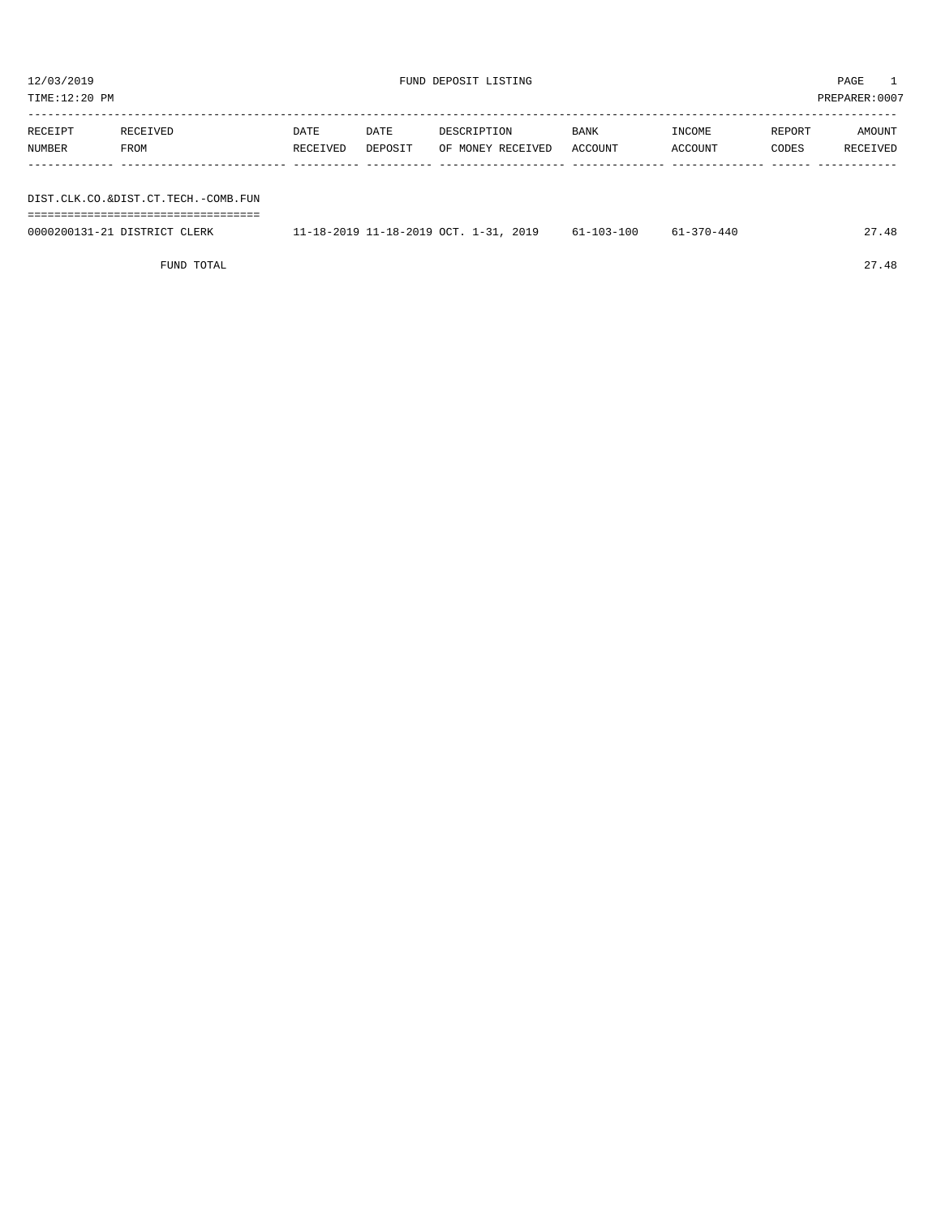12/03/2019 FUND DEPOSIT LISTING

TIME:12:20 PM PREPARER:0007

| RECEIPT NUMBER | RECEIVED FROM | DATE RECEIVED | DATE DEPOSIT | DESCRIPTION OF MONEY RECEIVED | BANK ACCOUNT | INCOME ACCOUNT | REPORT CODES | AMOUNT RECEIVED |
|---|---|---|---|---|---|---|---|---|
| **DIST.CLK.CO.&DIST.CT.TECH.-COMB.FUN** | | | | | | | | |
| 0000200131-21 | DISTRICT CLERK | 11-18-2019 | 11-18-2019 | OCT. 1-31, 2019 | 61-103-100 | 61-370-440 | | 27.48 |
| | FUND TOTAL | | | | | | | 27.48 |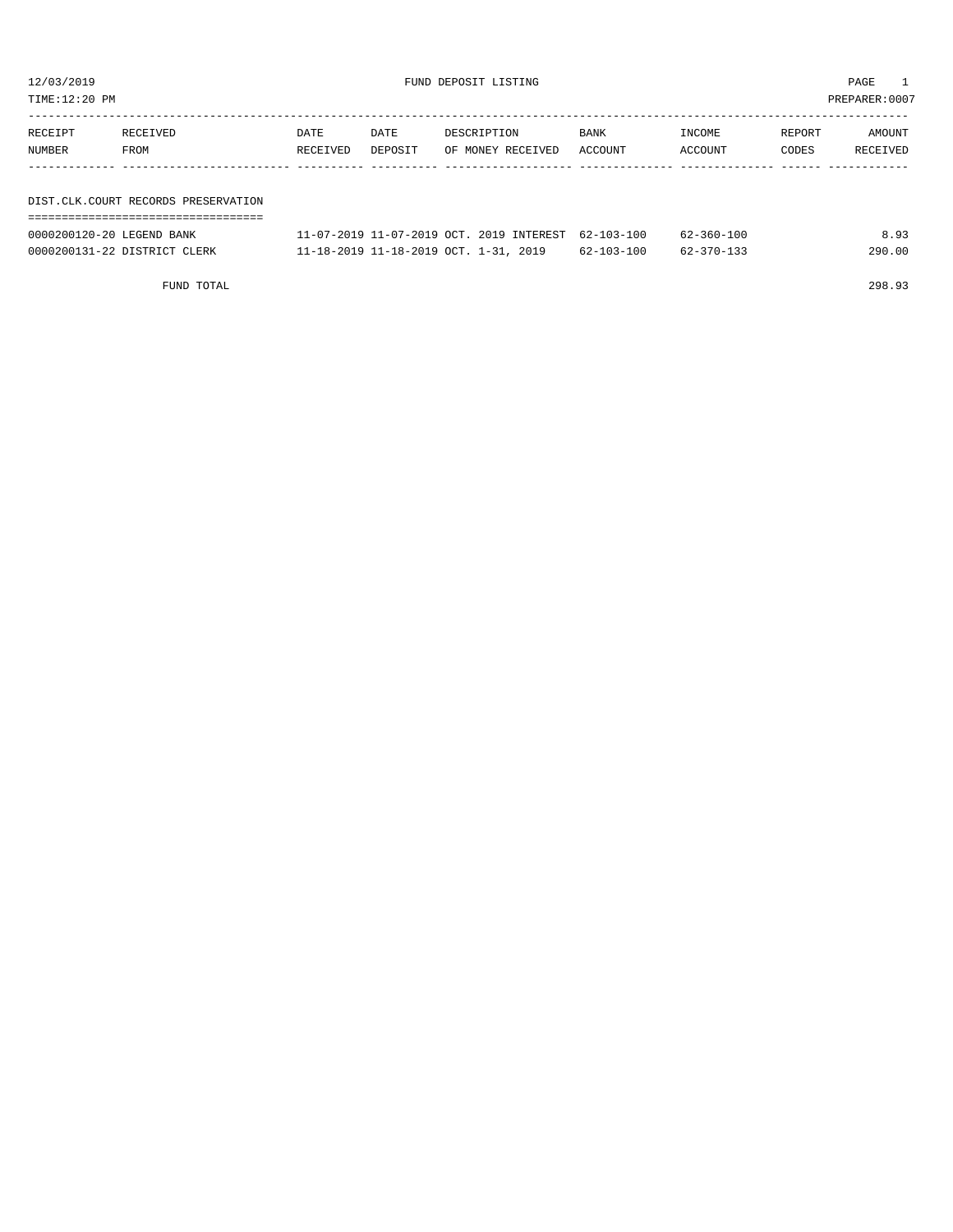12/03/2019 FUND DEPOSIT LISTING PAGE 1

TIME:12:20 PM PREPARER:0007

| RECEIPT NUMBER | RECEIVED FROM | DATE RECEIVED | DATE DEPOSIT | DESCRIPTION OF MONEY RECEIVED | BANK ACCOUNT | INCOME ACCOUNT | REPORT CODES | AMOUNT RECEIVED |
|---|---|---|---|---|---|---|---|---|

DIST.CLK.COURT RECORDS PRESERVATION

| RECEIPT NUMBER | RECEIVED FROM | DATE RECEIVED | DATE DEPOSIT | DESCRIPTION OF MONEY RECEIVED | BANK ACCOUNT | INCOME ACCOUNT | REPORT CODES | AMOUNT RECEIVED |
|---|---|---|---|---|---|---|---|---|
| 0000200120-20 | LEGEND BANK | 11-07-2019 | 11-07-2019 | OCT. 2019 INTEREST | 62-103-100 | 62-360-100 | | 8.93 |
| 0000200131-22 | DISTRICT CLERK | 11-18-2019 | 11-18-2019 | OCT. 1-31, 2019 | 62-103-100 | 62-370-133 | | 290.00 |
| | FUND TOTAL | | | | | | | 298.93 |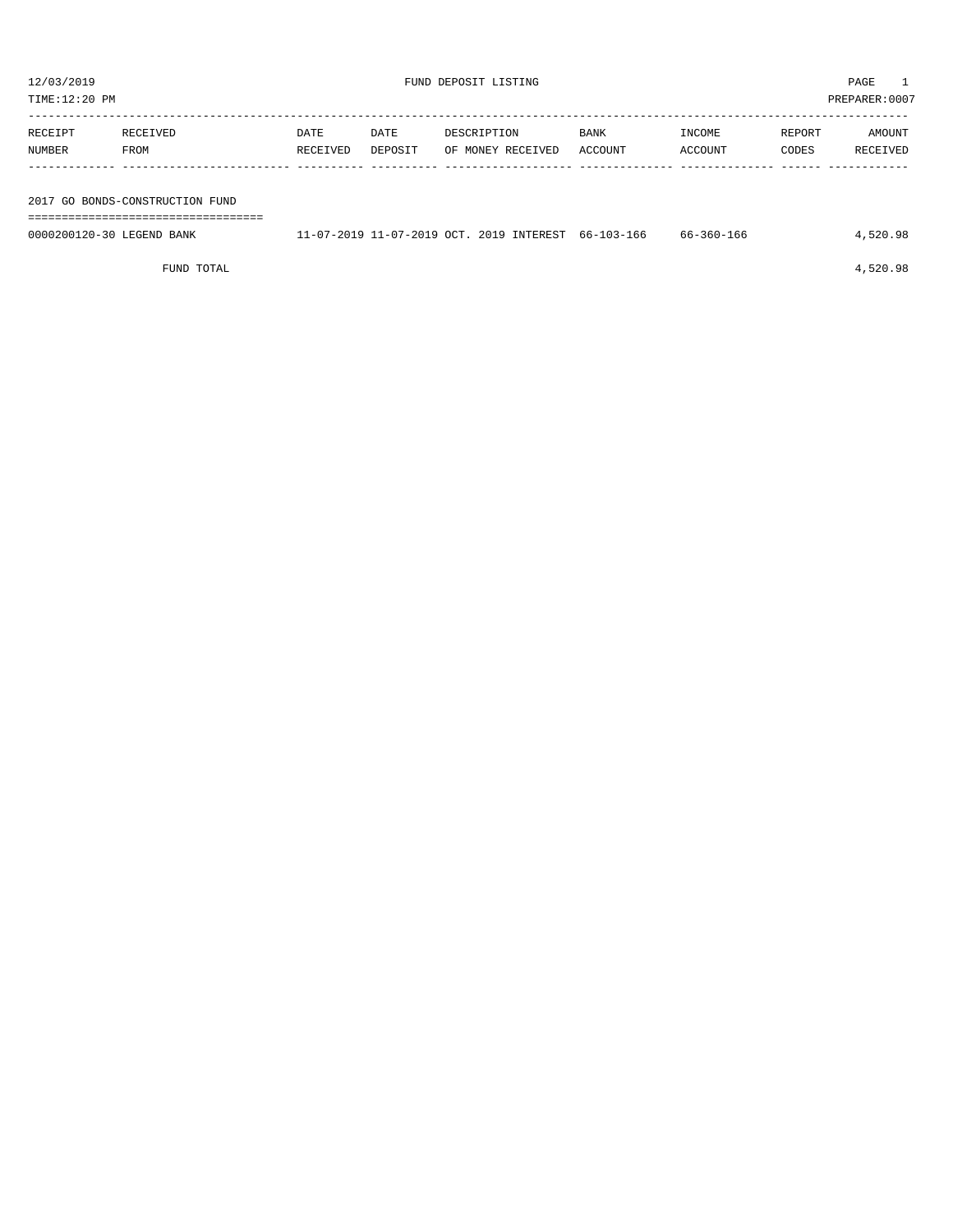12/03/2019 FUND DEPOSIT LISTING PAGE 1

TIME:12:20 PM PREPARER:0007

| RECEIPT NUMBER | RECEIVED FROM | DATE RECEIVED | DATE DEPOSIT | DESCRIPTION OF MONEY RECEIVED | BANK ACCOUNT | INCOME ACCOUNT | REPORT CODES | AMOUNT RECEIVED |
|---|---|---|---|---|---|---|---|---|
| **2017 GO BONDS-CONSTRUCTION FUND** | | | | | | | | |
| 0000200120-30 | LEGEND BANK | 11-07-2019 | 11-07-2019 | OCT. 2019 INTEREST | 66-103-166 | 66-360-166 | | 4,520.98 |
| | FUND TOTAL | | | | | | | 4,520.98 |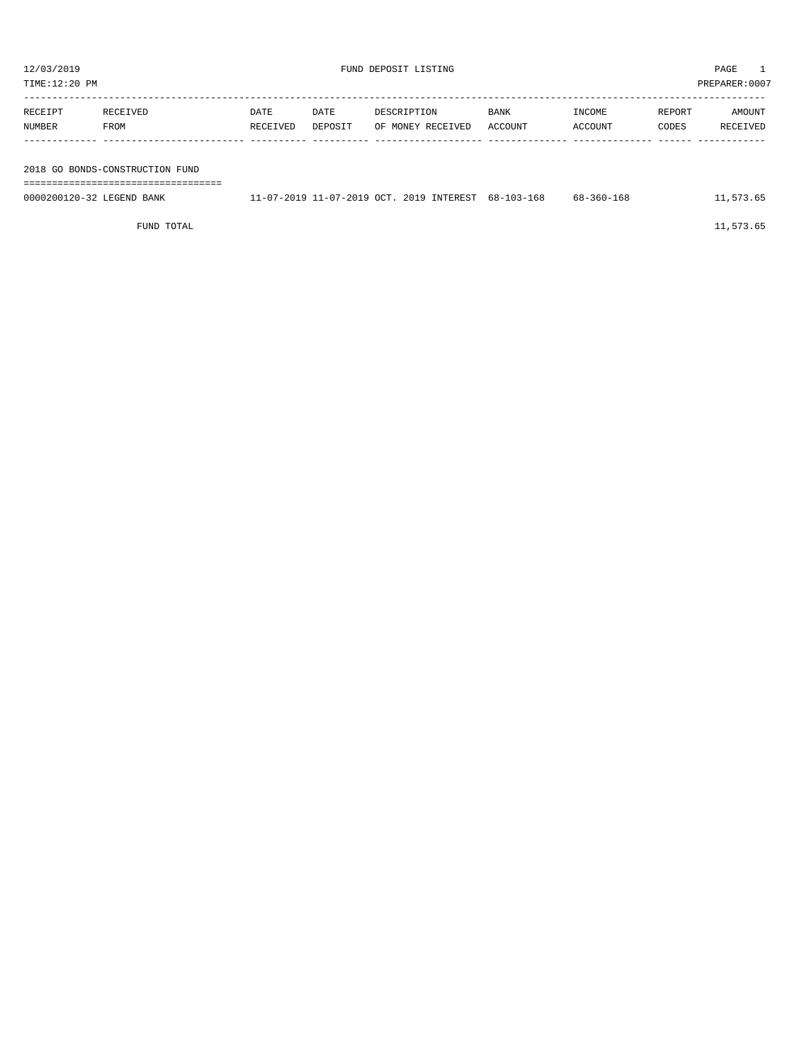12/03/2019 FUND DEPOSIT LISTING PAGE 1
TIME:12:20 PM PREPARER:0007

| RECEIPT NUMBER | RECEIVED FROM | DATE RECEIVED | DATE DEPOSIT | DESCRIPTION OF MONEY RECEIVED | BANK ACCOUNT | INCOME ACCOUNT | REPORT CODES | AMOUNT RECEIVED |
|---|---|---|---|---|---|---|---|---|
| **2018 GO BONDS-CONSTRUCTION FUND** | | | | | | | | |
| 0000200120-32 | LEGEND BANK | 11-07-2019 | 11-07-2019 | OCT. 2019 INTEREST | 68-103-168 | 68-360-168 | | 11,573.65 |
| | FUND TOTAL | | | | | | | 11,573.65 |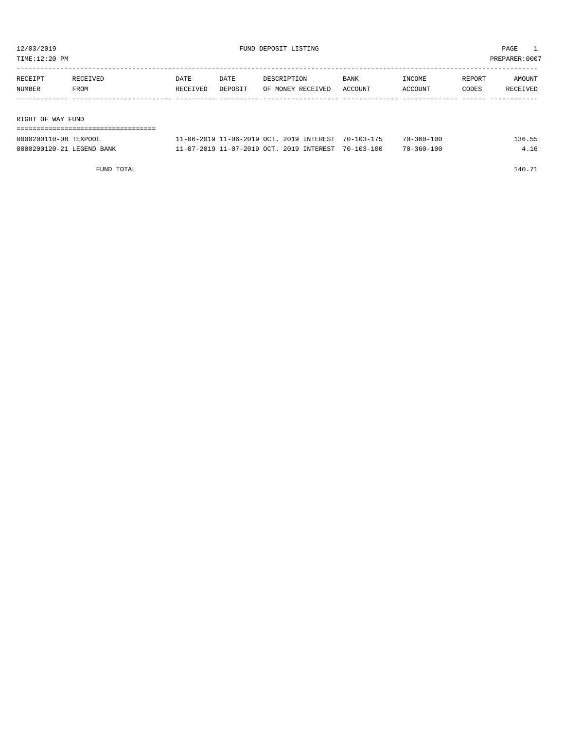12/03/2019 FUND DEPOSIT LISTING

TIME:12:20 PM PREPARER:0007

| RECEIPT NUMBER | RECEIVED FROM | DATE RECEIVED | DATE DEPOSIT | DESCRIPTION OF MONEY RECEIVED | BANK ACCOUNT | INCOME ACCOUNT | REPORT CODES | AMOUNT RECEIVED |
|---|---|---|---|---|---|---|---|---|
| **RIGHT OF WAY FUND** | | | | | | | | |
| 0000200110-08 | TEXPOOL | 11-06-2019 | 11-06-2019 | OCT. 2019 INTEREST | 70-103-175 | 70-360-100 | | 136.55 |
| 0000200120-21 | LEGEND BANK | 11-07-2019 | 11-07-2019 | OCT. 2019 INTEREST | 70-103-100 | 70-360-100 | | 4.16 |
| | FUND TOTAL | | | | | | | 140.71 |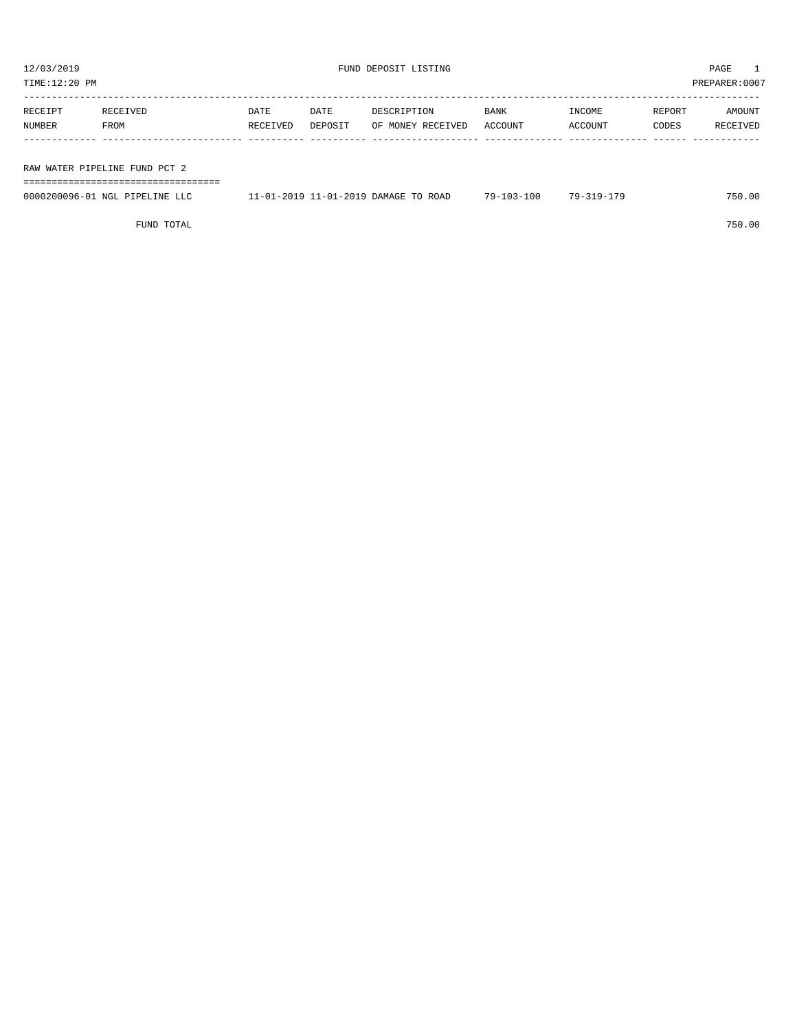12/03/2019 FUND DEPOSIT LISTING PAGE 1

TIME:12:20 PM PREPARER:0007

| RECEIPT NUMBER | RECEIVED FROM | DATE RECEIVED | DATE DEPOSIT | DESCRIPTION OF MONEY RECEIVED | BANK ACCOUNT | INCOME ACCOUNT | REPORT CODES | AMOUNT RECEIVED |
|---|---|---|---|---|---|---|---|---|

RAW WATER PIPELINE FUND PCT 2

| RECEIPT NUMBER | RECEIVED FROM | DATE RECEIVED | DATE DEPOSIT | DESCRIPTION OF MONEY RECEIVED | BANK ACCOUNT | INCOME ACCOUNT | REPORT CODES | AMOUNT RECEIVED |
|---|---|---|---|---|---|---|---|---|
| 0000200096-01 | NGL PIPELINE LLC | 11-01-2019 | 11-01-2019 | DAMAGE TO ROAD | 79-103-100 | 79-319-179 | | 750.00 |
| | FUND TOTAL | | | | | | | 750.00 |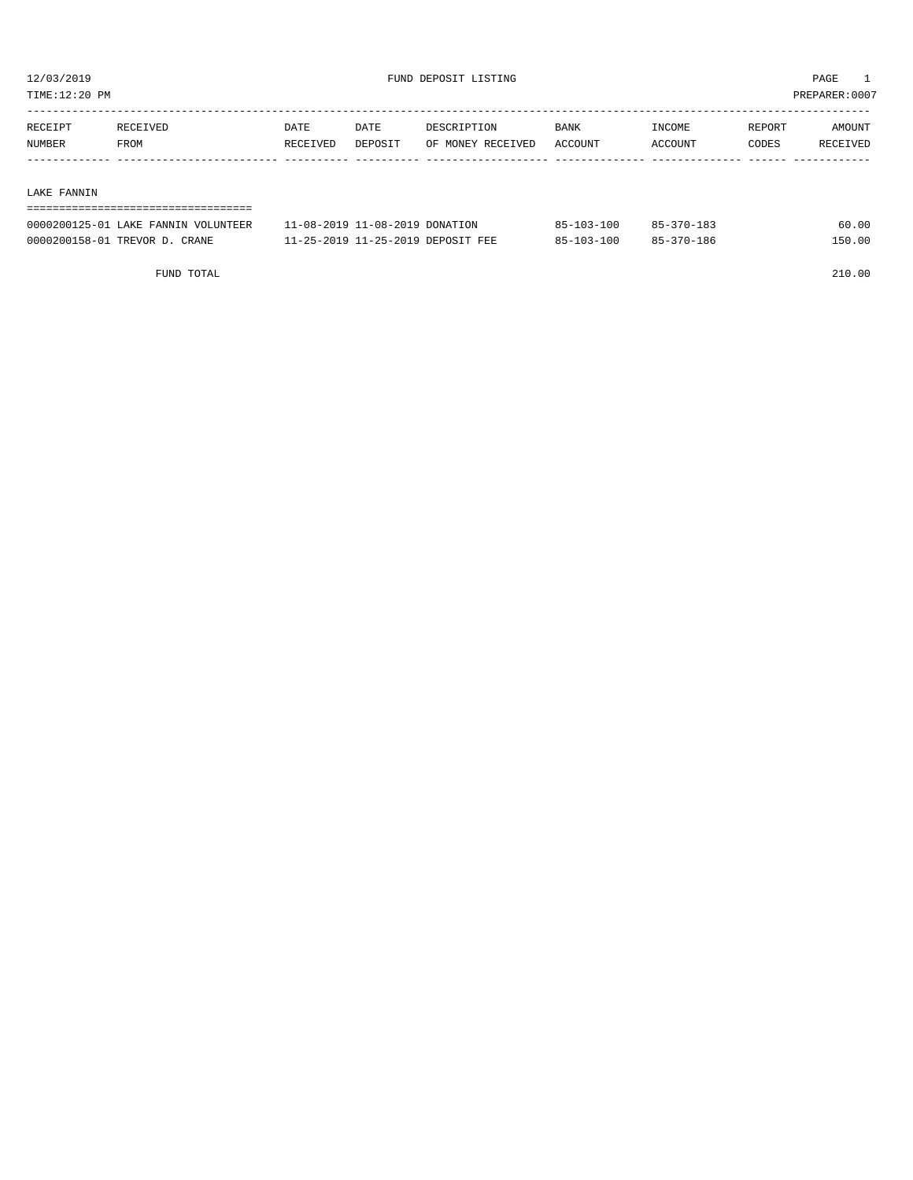12/03/2019 FUND DEPOSIT LISTING

TIME:12:20 PM PREPARER:0007

| RECEIPT NUMBER | RECEIVED FROM | DATE RECEIVED | DATE DEPOSIT | DESCRIPTION OF MONEY RECEIVED | BANK ACCOUNT | INCOME ACCOUNT | REPORT CODES | AMOUNT RECEIVED |
|---|---|---|---|---|---|---|---|---|

## LAKE FANNIN

| RECEIPT NUMBER | RECEIVED FROM | DATE RECEIVED | DATE DEPOSIT | DESCRIPTION OF MONEY RECEIVED | BANK ACCOUNT | INCOME ACCOUNT | REPORT CODES | AMOUNT RECEIVED |
|---|---|---|---|---|---|---|---|---|
| 0000200125-01 | LAKE FANNIN VOLUNTEER | 11-08-2019 | 11-08-2019 | DONATION | 85-103-100 | 85-370-183 | | 60.00 |
| 0000200158-01 | TREVOR D. CRANE | 11-25-2019 | 11-25-2019 | DEPOSIT FEE | 85-103-100 | 85-370-186 | | 150.00 |
| | FUND TOTAL | | | | | | | 210.00 |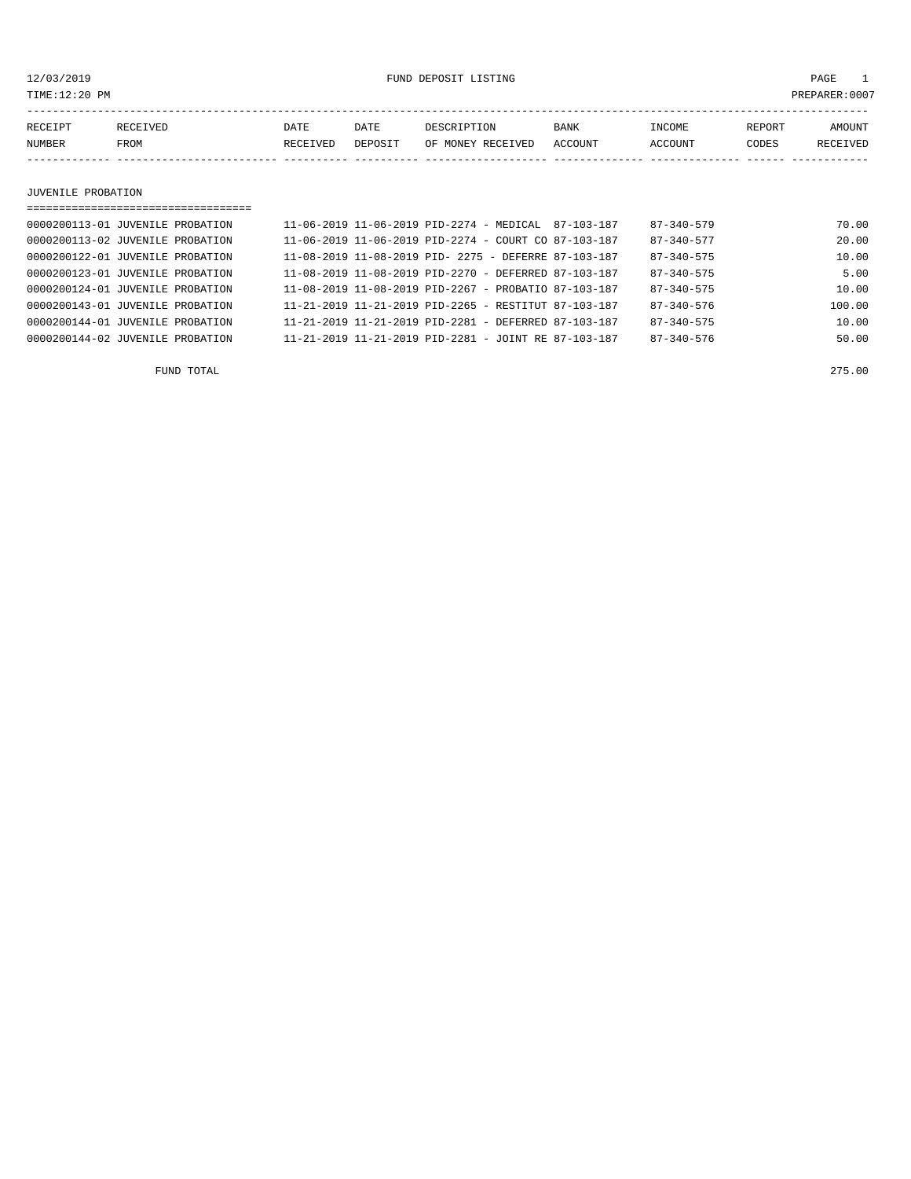12/03/2019 FUND DEPOSIT LISTING

TIME:12:20 PM PREPARER:0007

| RECEIPT NUMBER | RECEIVED FROM | DATE RECEIVED | DATE DEPOSIT | DESCRIPTION OF MONEY RECEIVED | BANK ACCOUNT | INCOME ACCOUNT | REPORT CODES | AMOUNT RECEIVED |
|---|---|---|---|---|---|---|---|---|
| **JUVENILE PROBATION** | | | | | | | | |
| 0000200113-01 | JUVENILE PROBATION | 11-06-2019 | 11-06-2019 | PID-2274 - MEDICAL | 87-103-187 | 87-340-579 | | 70.00 |
| 0000200113-02 | JUVENILE PROBATION | 11-06-2019 | 11-06-2019 | PID-2274 - COURT CO | 87-103-187 | 87-340-577 | | 20.00 |
| 0000200122-01 | JUVENILE PROBATION | 11-08-2019 | 11-08-2019 | PID- 2275 - DEFERRE | 87-103-187 | 87-340-575 | | 10.00 |
| 0000200123-01 | JUVENILE PROBATION | 11-08-2019 | 11-08-2019 | PID-2270 - DEFERRED | 87-103-187 | 87-340-575 | | 5.00 |
| 0000200124-01 | JUVENILE PROBATION | 11-08-2019 | 11-08-2019 | PID-2267 - PROBATIO | 87-103-187 | 87-340-575 | | 10.00 |
| 0000200143-01 | JUVENILE PROBATION | 11-21-2019 | 11-21-2019 | PID-2265 - RESTITUT | 87-103-187 | 87-340-576 | | 100.00 |
| 0000200144-01 | JUVENILE PROBATION | 11-21-2019 | 11-21-2019 | PID-2281 - DEFERRED | 87-103-187 | 87-340-575 | | 10.00 |
| 0000200144-02 | JUVENILE PROBATION | 11-21-2019 | 11-21-2019 | PID-2281 - JOINT RE | 87-103-187 | 87-340-576 | | 50.00 |
| | FUND TOTAL | | | | | | | 275.00 |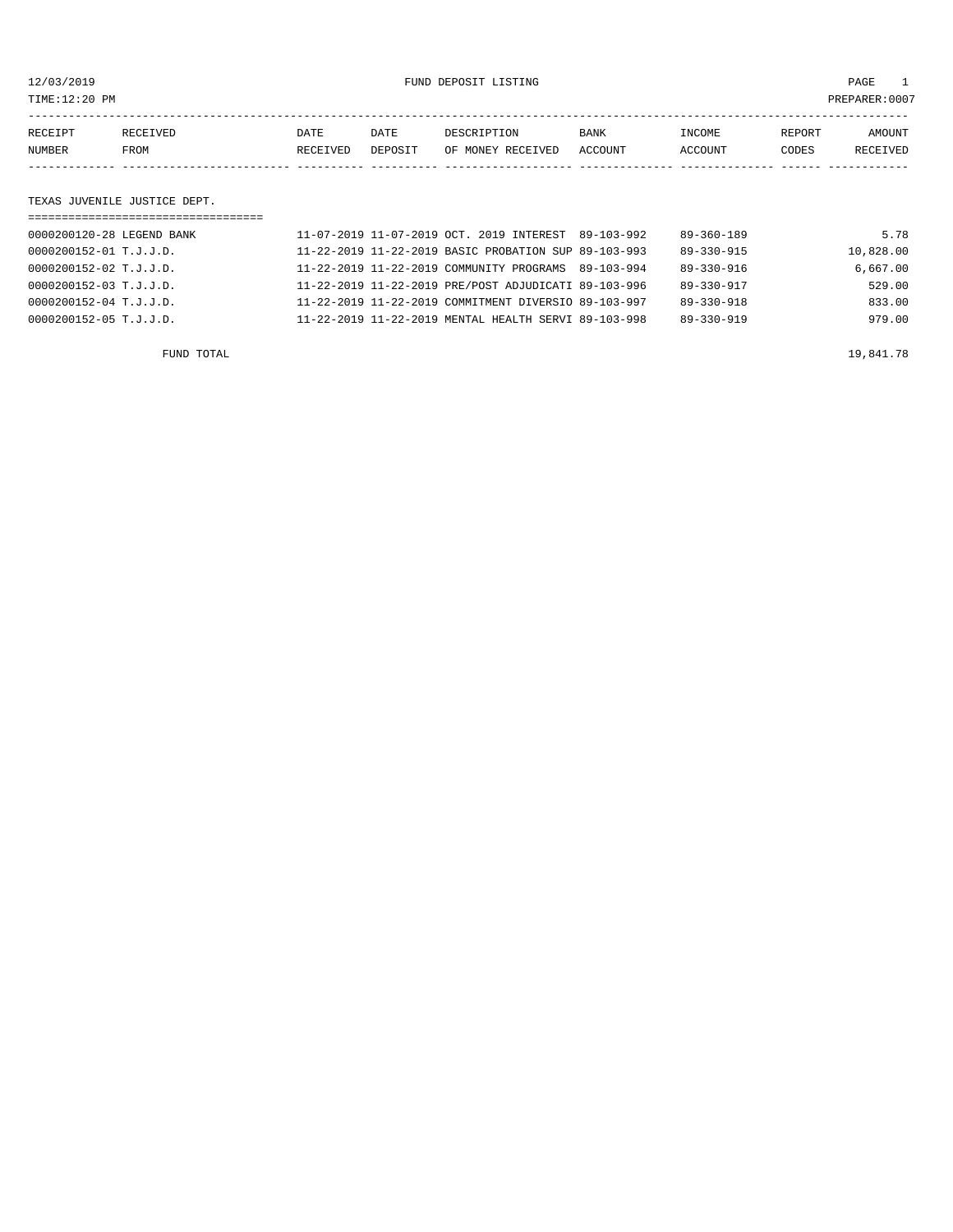12/03/2019 FUND DEPOSIT LISTING

TIME:12:20 PM PREPARER:0007

| RECEIPT NUMBER | RECEIVED FROM | DATE RECEIVED | DATE DEPOSIT | DESCRIPTION OF MONEY RECEIVED | BANK ACCOUNT | INCOME ACCOUNT | REPORT CODES | AMOUNT RECEIVED |
|---|---|---|---|---|---|---|---|---|

## TEXAS JUVENILE JUSTICE DEPT.

| RECEIPT NUMBER | RECEIVED FROM | DATE RECEIVED | DATE DEPOSIT | DESCRIPTION OF MONEY RECEIVED | BANK ACCOUNT | INCOME ACCOUNT | REPORT CODES | AMOUNT RECEIVED |
|---|---|---|---|---|---|---|---|---|
| 0000200120-28 | LEGEND BANK | 11-07-2019 | 11-07-2019 | OCT. 2019 INTEREST | 89-103-992 | 89-360-189 | | 5.78 |
| 0000200152-01 | T.J.J.D. | 11-22-2019 | 11-22-2019 | BASIC PROBATION SUP | 89-103-993 | 89-330-915 | | 10,828.00 |
| 0000200152-02 | T.J.J.D. | 11-22-2019 | 11-22-2019 | COMMUNITY PROGRAMS | 89-103-994 | 89-330-916 | | 6,667.00 |
| 0000200152-03 | T.J.J.D. | 11-22-2019 | 11-22-2019 | PRE/POST ADJUDICATI | 89-103-996 | 89-330-917 | | 529.00 |
| 0000200152-04 | T.J.J.D. | 11-22-2019 | 11-22-2019 | COMMITMENT DIVERSIO | 89-103-997 | 89-330-918 | | 833.00 |
| 0000200152-05 | T.J.J.D. | 11-22-2019 | 11-22-2019 | MENTAL HEALTH SERVI | 89-103-998 | 89-330-919 | | 979.00 |

FUND TOTAL 19,841.78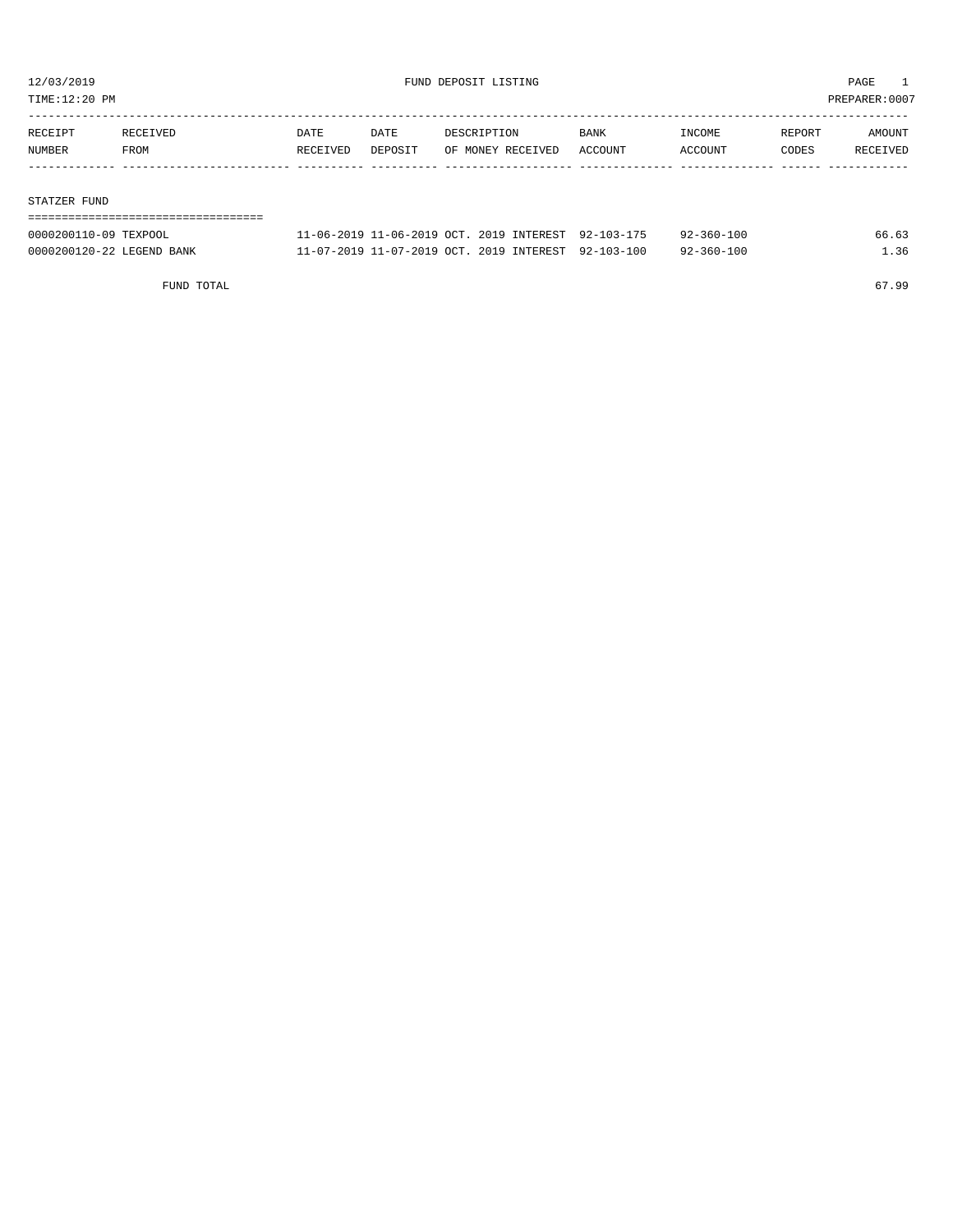12/03/2019 FUND DEPOSIT LISTING

TIME:12:20 PM PREPARER:0007

| RECEIPT NUMBER | RECEIVED FROM | DATE RECEIVED | DATE DEPOSIT | DESCRIPTION OF MONEY RECEIVED | BANK ACCOUNT | INCOME ACCOUNT | REPORT CODES | AMOUNT RECEIVED |
|---|---|---|---|---|---|---|---|---|
| **STATZER FUND** | | | | | | | | |
| 0000200110-09 | TEXPOOL | 11-06-2019 | 11-06-2019 | OCT. 2019 INTEREST | 92-103-175 | 92-360-100 | | 66.63 |
| 0000200120-22 | LEGEND BANK | 11-07-2019 | 11-07-2019 | OCT. 2019 INTEREST | 92-103-100 | 92-360-100 | | 1.36 |
| | FUND TOTAL | | | | | | | 67.99 |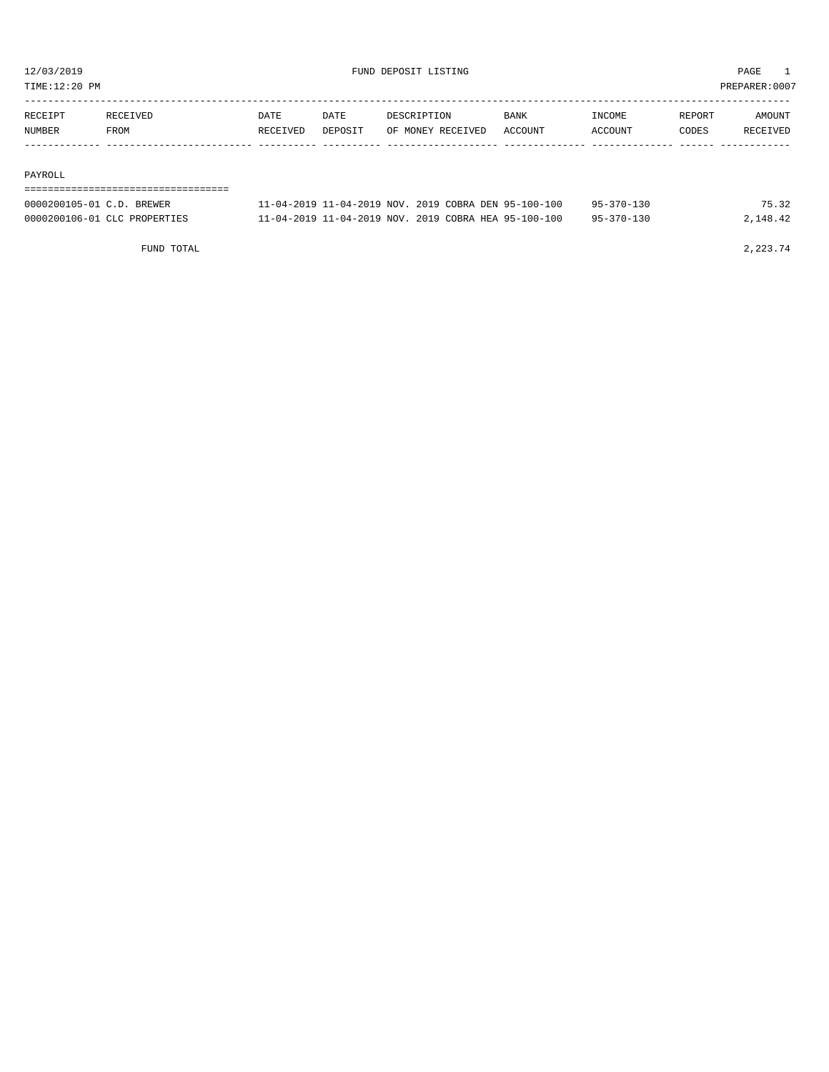12/03/2019 FUND DEPOSIT LISTING

TIME:12:20 PM PREPARER:0007

| RECEIPT NUMBER | RECEIVED FROM | DATE RECEIVED | DATE DEPOSIT | DESCRIPTION OF MONEY RECEIVED | BANK ACCOUNT | INCOME ACCOUNT | REPORT CODES | AMOUNT RECEIVED |
|---|---|---|---|---|---|---|---|---|
| **PAYROLL** | | | | | | | | |
| 0000200105-01 | C.D. BREWER | 11-04-2019 | 11-04-2019 | NOV. 2019 COBRA DEN | 95-100-100 | 95-370-130 | | 75.32 |
| 0000200106-01 | CLC PROPERTIES | 11-04-2019 | 11-04-2019 | NOV. 2019 COBRA HEA | 95-100-100 | 95-370-130 | | 2,148.42 |
| | FUND TOTAL | | | | | | | 2,223.74 |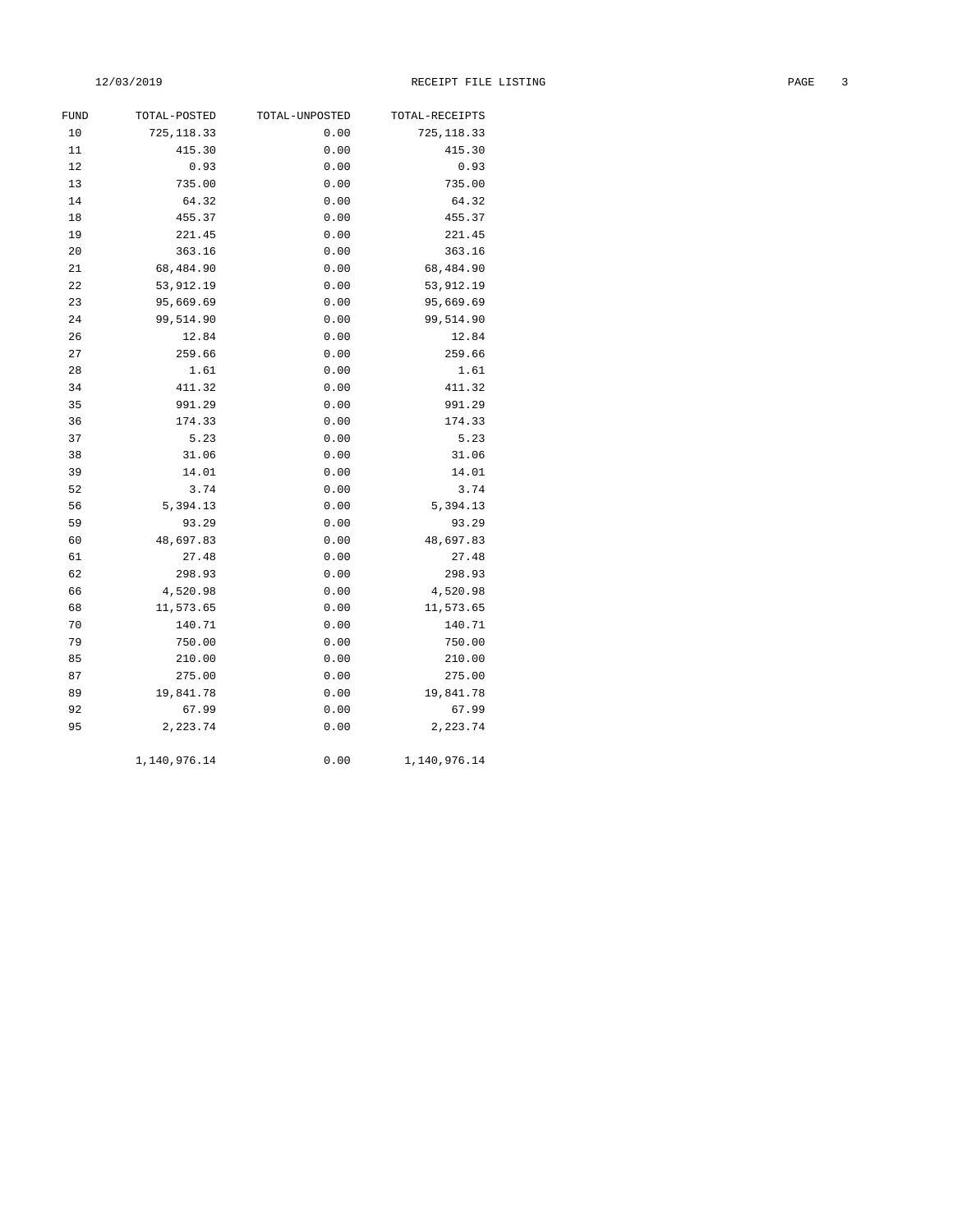12/03/2019 RECEIPT FILE LISTING

| FUND | TOTAL-POSTED | TOTAL-UNPOSTED | TOTAL-RECEIPTS |
|---|---|---|---|
| 10 | 725,118.33 | 0.00 | 725,118.33 |
| 11 | 415.30 | 0.00 | 415.30 |
| 12 | 0.93 | 0.00 | 0.93 |
| 13 | 735.00 | 0.00 | 735.00 |
| 14 | 64.32 | 0.00 | 64.32 |
| 18 | 455.37 | 0.00 | 455.37 |
| 19 | 221.45 | 0.00 | 221.45 |
| 20 | 363.16 | 0.00 | 363.16 |
| 21 | 68,484.90 | 0.00 | 68,484.90 |
| 22 | 53,912.19 | 0.00 | 53,912.19 |
| 23 | 95,669.69 | 0.00 | 95,669.69 |
| 24 | 99,514.90 | 0.00 | 99,514.90 |
| 26 | 12.84 | 0.00 | 12.84 |
| 27 | 259.66 | 0.00 | 259.66 |
| 28 | 1.61 | 0.00 | 1.61 |
| 34 | 411.32 | 0.00 | 411.32 |
| 35 | 991.29 | 0.00 | 991.29 |
| 36 | 174.33 | 0.00 | 174.33 |
| 37 | 5.23 | 0.00 | 5.23 |
| 38 | 31.06 | 0.00 | 31.06 |
| 39 | 14.01 | 0.00 | 14.01 |
| 52 | 3.74 | 0.00 | 3.74 |
| 56 | 5,394.13 | 0.00 | 5,394.13 |
| 59 | 93.29 | 0.00 | 93.29 |
| 60 | 48,697.83 | 0.00 | 48,697.83 |
| 61 | 27.48 | 0.00 | 27.48 |
| 62 | 298.93 | 0.00 | 298.93 |
| 66 | 4,520.98 | 0.00 | 4,520.98 |
| 68 | 11,573.65 | 0.00 | 11,573.65 |
| 70 | 140.71 | 0.00 | 140.71 |
| 79 | 750.00 | 0.00 | 750.00 |
| 85 | 210.00 | 0.00 | 210.00 |
| 87 | 275.00 | 0.00 | 275.00 |
| 89 | 19,841.78 | 0.00 | 19,841.78 |
| 92 | 67.99 | 0.00 | 67.99 |
| 95 | 2,223.74 | 0.00 | 2,223.74 |
| | 1,140,976.14 | 0.00 | 1,140,976.14 |